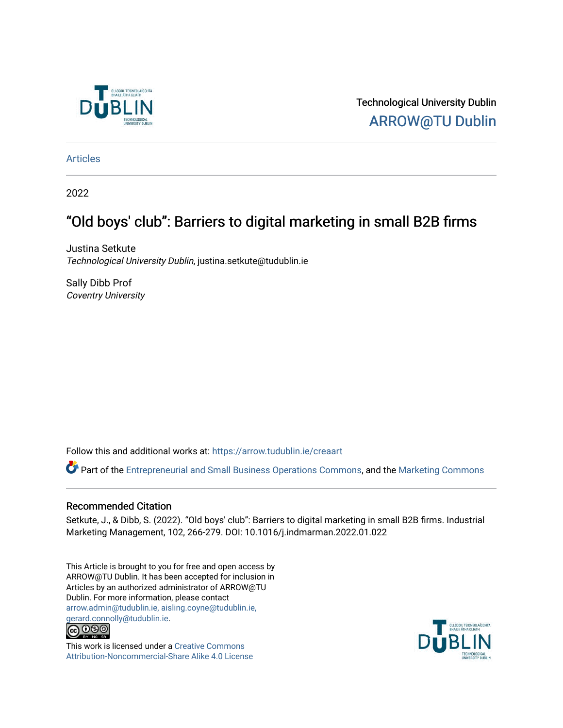Technological University Dublin

ARROW@TU Dublin

Articles

2022

# "Old boys' club": Barriers to digital marketing in small B2B firms

Justina Setkute
*Technological University Dublin*, justina.setkute@tudublin.ie

Sally Dibb Prof
*Coventry University*

Follow this and additional works at: https://arrow.tudublin.ie/creaart

Part of the Entrepreneurial and Small Business Operations Commons, and the Marketing Commons

## Recommended Citation

Setkute, J., & Dibb, S. (2022). "Old boys' club": Barriers to digital marketing in small B2B firms. Industrial Marketing Management, 102, 266-279. DOI: 10.1016/j.indmarman.2022.01.022

This Article is brought to you for free and open access by ARROW@TU Dublin. It has been accepted for inclusion in Articles by an authorized administrator of ARROW@TU Dublin. For more information, please contact arrow.admin@tudublin.ie, aisling.coyne@tudublin.ie, gerard.connolly@tudublin.ie.

This work is licensed under a Creative Commons Attribution-Noncommercial-Share Alike 4.0 License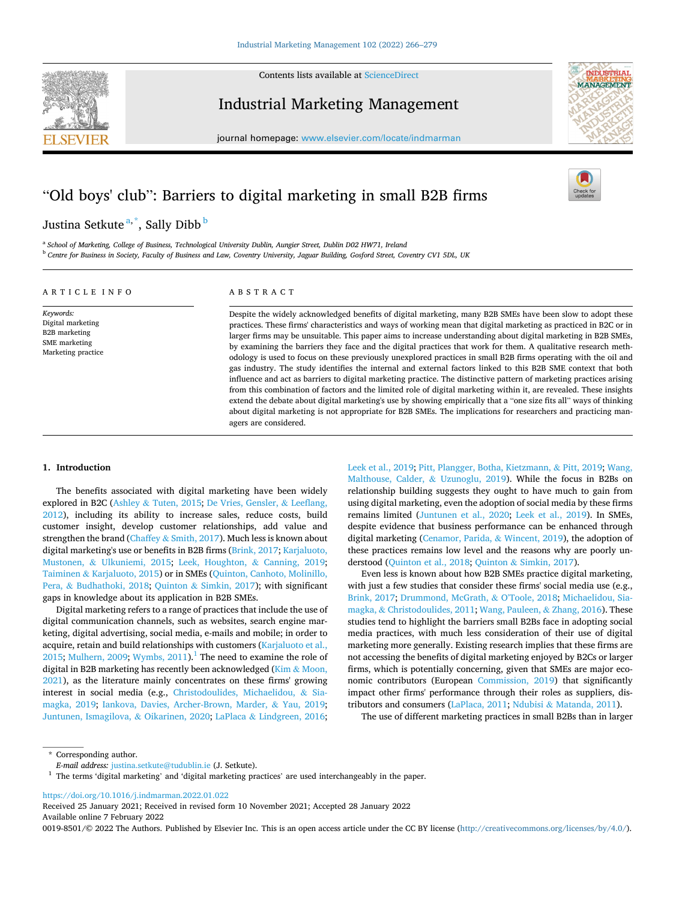# "Old boys' club": Barriers to digital marketing in small B2B firms

Justina Setkute[a,*], Sally Dibb[b]

[a] School of Marketing, College of Business, Technological University Dublin, Aungier Street, Dublin D02 HW71, Ireland

[b] Centre for Business in Society, Faculty of Business and Law, Coventry University, Jaguar Building, Gosford Street, Coventry CV1 5DL, UK

## ARTICLE INFO

*Keywords:*
Digital marketing
B2B marketing
SME marketing
Marketing practice

## ABSTRACT

Despite the widely acknowledged benefits of digital marketing, many B2B SMEs have been slow to adopt these practices. These firms' characteristics and ways of working mean that digital marketing as practiced in B2C or in larger firms may be unsuitable. This paper aims to increase understanding about digital marketing in B2B SMEs, by examining the barriers they face and the digital practices that work for them. A qualitative research methodology is used to focus on these previously unexplored practices in small B2B firms operating with the oil and gas industry. The study identifies the internal and external factors linked to this B2B SME context that both influence and act as barriers to digital marketing practice. The distinctive pattern of marketing practices arising from this combination of factors and the limited role of digital marketing within it, are revealed. These insights extend the debate about digital marketing's use by showing empirically that a "one size fits all" ways of thinking about digital marketing is not appropriate for B2B SMEs. The implications for researchers and practicing managers are considered.

## 1. Introduction

The benefits associated with digital marketing have been widely explored in B2C (Ashley & Tuten, 2015; De Vries, Gensler, & Leeflang, 2012), including its ability to increase sales, reduce costs, build customer insight, develop customer relationships, add value and strengthen the brand (Chaffey & Smith, 2017). Much less is known about digital marketing's use or benefits in B2B firms (Brink, 2017; Karjaluoto, Mustonen, & Ulkuniemi, 2015; Leek, Houghton, & Canning, 2019; Taiminen & Karjaluoto, 2015) or in SMEs (Quinton, Canhoto, Molinillo, Pera, & Budhathoki, 2018; Quinton & Simkin, 2017); with significant gaps in knowledge about its application in B2B SMEs.

Digital marketing refers to a range of practices that include the use of digital communication channels, such as websites, search engine marketing, digital advertising, social media, e-mails and mobile; in order to acquire, retain and build relationships with customers (Karjaluoto et al., 2015; Mulhern, 2009; Wymbs, 2011).[1] The need to examine the role of digital in B2B marketing has recently been acknowledged (Kim & Moon, 2021), as the literature mainly concentrates on these firms' growing interest in social media (e.g., Christodoulides, Michaelidou, & Siamagka, 2019; Iankova, Davies, Archer-Brown, Marder, & Yau, 2019; Juntunen, Ismagilova, & Oikarinen, 2020; LaPlaca & Lindgreen, 2016; Leek et al., 2019; Pitt, Plangger, Botha, Kietzmann, & Pitt, 2019; Wang, Malthouse, Calder, & Uzunoglu, 2019). While the focus in B2Bs on relationship building suggests they ought to have much to gain from using digital marketing, even the adoption of social media by these firms remains limited (Juntunen et al., 2020; Leek et al., 2019). In SMEs, despite evidence that business performance can be enhanced through digital marketing (Cenamor, Parida, & Wincent, 2019), the adoption of these practices remains low level and the reasons why are poorly understood (Quinton et al., 2018; Quinton & Simkin, 2017).

Even less is known about how B2B SMEs practice digital marketing, with just a few studies that consider these firms' social media use (e.g., Brink, 2017; Drummond, McGrath, & O'Toole, 2018; Michaelidou, Siamagka, & Christodoulides, 2011; Wang, Pauleen, & Zhang, 2016). These studies tend to highlight the barriers small B2Bs face in adopting social media practices, with much less consideration of their use of digital marketing more generally. Existing research implies that these firms are not accessing the benefits of digital marketing enjoyed by B2Cs or larger firms, which is potentially concerning, given that SMEs are major economic contributors (European Commission, 2019) that significantly impact other firms' performance through their roles as suppliers, distributors and consumers (LaPlaca, 2011; Ndubisi & Matanda, 2011).

The use of different marketing practices in small B2Bs than in larger

\* Corresponding author.
*E-mail address:* justina.setkute@tudublin.ie (J. Setkute).

[1] The terms 'digital marketing' and 'digital marketing practices' are used interchangeably in the paper.

https://doi.org/10.1016/j.indmarman.2022.01.022
Received 25 January 2021; Received in revised form 10 November 2021; Accepted 28 January 2022
Available online 7 February 2022
0019-8501/© 2022 The Authors. Published by Elsevier Inc. This is an open access article under the CC BY license (http://creativecommons.org/licenses/by/4.0/).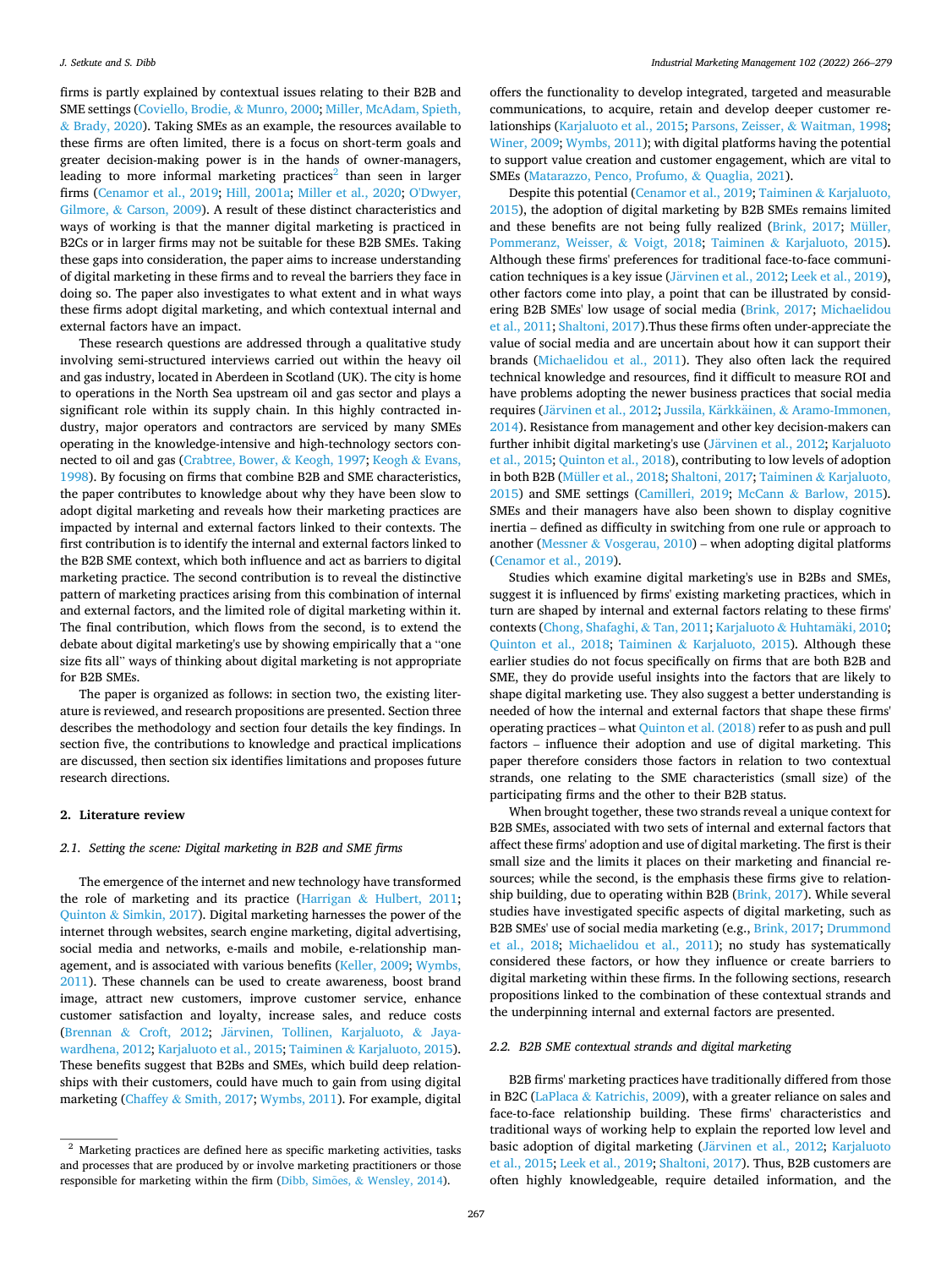firms is partly explained by contextual issues relating to their B2B and SME settings (Coviello, Brodie, & Munro, 2000; Miller, McAdam, Spieth, & Brady, 2020). Taking SMEs as an example, the resources available to these firms are often limited, there is a focus on short-term goals and greater decision-making power is in the hands of owner-managers, leading to more informal marketing practices[2] than seen in larger firms (Cenamor et al., 2019; Hill, 2001a; Miller et al., 2020; O'Dwyer, Gilmore, & Carson, 2009). A result of these distinct characteristics and ways of working is that the manner digital marketing is practiced in B2Cs or in larger firms may not be suitable for these B2B SMEs. Taking these gaps into consideration, the paper aims to increase understanding of digital marketing in these firms and to reveal the barriers they face in doing so. The paper also investigates to what extent and in what ways these firms adopt digital marketing, and which contextual internal and external factors have an impact.

These research questions are addressed through a qualitative study involving semi-structured interviews carried out within the heavy oil and gas industry, located in Aberdeen in Scotland (UK). The city is home to operations in the North Sea upstream oil and gas sector and plays a significant role within its supply chain. In this highly contracted industry, major operators and contractors are serviced by many SMEs operating in the knowledge-intensive and high-technology sectors connected to oil and gas (Crabtree, Bower, & Keogh, 1997; Keogh & Evans, 1998). By focusing on firms that combine B2B and SME characteristics, the paper contributes to knowledge about why they have been slow to adopt digital marketing and reveals how their marketing practices are impacted by internal and external factors linked to their contexts. The first contribution is to identify the internal and external factors linked to the B2B SME context, which both influence and act as barriers to digital marketing practice. The second contribution is to reveal the distinctive pattern of marketing practices arising from this combination of internal and external factors, and the limited role of digital marketing within it. The final contribution, which flows from the second, is to extend the debate about digital marketing's use by showing empirically that a "one size fits all" ways of thinking about digital marketing is not appropriate for B2B SMEs.

The paper is organized as follows: in section two, the existing literature is reviewed, and research propositions are presented. Section three describes the methodology and section four details the key findings. In section five, the contributions to knowledge and practical implications are discussed, then section six identifies limitations and proposes future research directions.

## 2. Literature review

### 2.1. Setting the scene: Digital marketing in B2B and SME firms

The emergence of the internet and new technology have transformed the role of marketing and its practice (Harrigan & Hulbert, 2011; Quinton & Simkin, 2017). Digital marketing harnesses the power of the internet through websites, search engine marketing, digital advertising, social media and networks, e-mails and mobile, e-relationship management, and is associated with various benefits (Keller, 2009; Wymbs, 2011). These channels can be used to create awareness, boost brand image, attract new customers, improve customer service, enhance customer satisfaction and loyalty, increase sales, and reduce costs (Brennan & Croft, 2012; Järvinen, Tollinen, Karjaluoto, & Jayawardhena, 2012; Karjaluoto et al., 2015; Taiminen & Karjaluoto, 2015). These benefits suggest that B2Bs and SMEs, which build deep relationships with their customers, could have much to gain from using digital marketing (Chaffey & Smith, 2017; Wymbs, 2011). For example, digital offers the functionality to develop integrated, targeted and measurable communications, to acquire, retain and develop deeper customer relationships (Karjaluoto et al., 2015; Parsons, Zeisser, & Waitman, 1998; Winer, 2009; Wymbs, 2011); with digital platforms having the potential to support value creation and customer engagement, which are vital to SMEs (Matarazzo, Penco, Profumo, & Quaglia, 2021).

Despite this potential (Cenamor et al., 2019; Taiminen & Karjaluoto, 2015), the adoption of digital marketing by B2B SMEs remains limited and these benefits are not being fully realized (Brink, 2017; Müller, Pommeranz, Weisser, & Voigt, 2018; Taiminen & Karjaluoto, 2015). Although these firms' preferences for traditional face-to-face communication techniques is a key issue (Järvinen et al., 2012; Leek et al., 2019), other factors come into play, a point that can be illustrated by considering B2B SMEs' low usage of social media (Brink, 2017; Michaelidou et al., 2011; Shaltoni, 2017).Thus these firms often under-appreciate the value of social media and are uncertain about how it can support their brands (Michaelidou et al., 2011). They also often lack the required technical knowledge and resources, find it difficult to measure ROI and have problems adopting the newer business practices that social media requires (Järvinen et al., 2012; Jussila, Kärkkäinen, & Aramo-Immonen, 2014). Resistance from management and other key decision-makers can further inhibit digital marketing's use (Järvinen et al., 2012; Karjaluoto et al., 2015; Quinton et al., 2018), contributing to low levels of adoption in both B2B (Müller et al., 2018; Shaltoni, 2017; Taiminen & Karjaluoto, 2015) and SME settings (Camilleri, 2019; McCann & Barlow, 2015). SMEs and their managers have also been shown to display cognitive inertia – defined as difficulty in switching from one rule or approach to another (Messner & Vosgerau, 2010) – when adopting digital platforms (Cenamor et al., 2019).

Studies which examine digital marketing's use in B2Bs and SMEs, suggest it is influenced by firms' existing marketing practices, which in turn are shaped by internal and external factors relating to these firms' contexts (Chong, Shafaghi, & Tan, 2011; Karjaluoto & Huhtamäki, 2010; Quinton et al., 2018; Taiminen & Karjaluoto, 2015). Although these earlier studies do not focus specifically on firms that are both B2B and SME, they do provide useful insights into the factors that are likely to shape digital marketing use. They also suggest a better understanding is needed of how the internal and external factors that shape these firms' operating practices – what Quinton et al. (2018) refer to as push and pull factors – influence their adoption and use of digital marketing. This paper therefore considers those factors in relation to two contextual strands, one relating to the SME characteristics (small size) of the participating firms and the other to their B2B status.

When brought together, these two strands reveal a unique context for B2B SMEs, associated with two sets of internal and external factors that affect these firms' adoption and use of digital marketing. The first is their small size and the limits it places on their marketing and financial resources; while the second, is the emphasis these firms give to relationship building, due to operating within B2B (Brink, 2017). While several studies have investigated specific aspects of digital marketing, such as B2B SMEs' use of social media marketing (e.g., Brink, 2017; Drummond et al., 2018; Michaelidou et al., 2011); no study has systematically considered these factors, or how they influence or create barriers to digital marketing within these firms. In the following sections, research propositions linked to the combination of these contextual strands and the underpinning internal and external factors are presented.

### 2.2. B2B SME contextual strands and digital marketing

B2B firms' marketing practices have traditionally differed from those in B2C (LaPlaca & Katrichis, 2009), with a greater reliance on sales and face-to-face relationship building. These firms' characteristics and traditional ways of working help to explain the reported low level and basic adoption of digital marketing (Järvinen et al., 2012; Karjaluoto et al., 2015; Leek et al., 2019; Shaltoni, 2017). Thus, B2B customers are often highly knowledgeable, require detailed information, and the

[2] Marketing practices are defined here as specific marketing activities, tasks and processes that are produced by or involve marketing practitioners or those responsible for marketing within the firm (Dibb, Simões, & Wensley, 2014).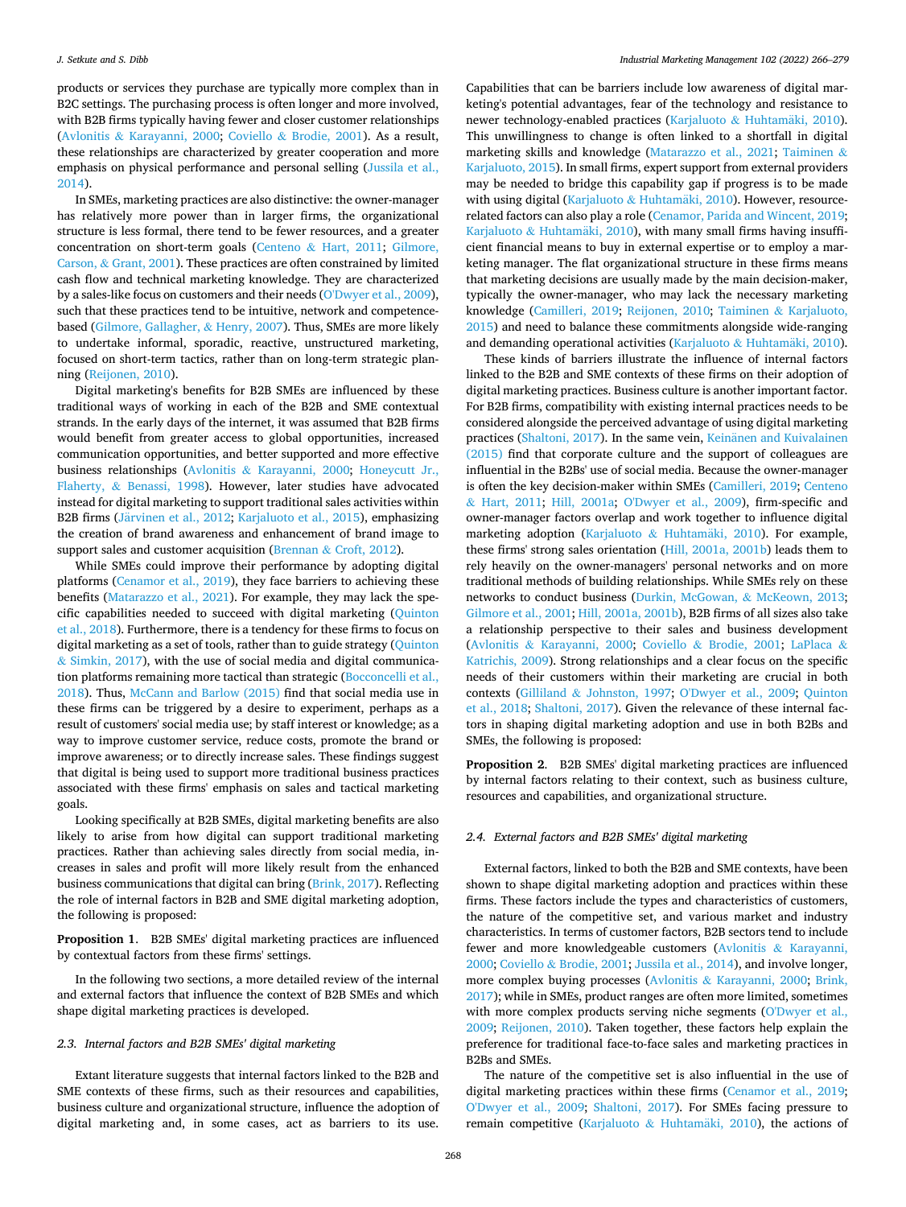products or services they purchase are typically more complex than in B2C settings. The purchasing process is often longer and more involved, with B2B firms typically having fewer and closer customer relationships (Avlonitis & Karayanni, 2000; Coviello & Brodie, 2001). As a result, these relationships are characterized by greater cooperation and more emphasis on physical performance and personal selling (Jussila et al., 2014).

In SMEs, marketing practices are also distinctive: the owner-manager has relatively more power than in larger firms, the organizational structure is less formal, there tend to be fewer resources, and a greater concentration on short-term goals (Centeno & Hart, 2011; Gilmore, Carson, & Grant, 2001). These practices are often constrained by limited cash flow and technical marketing knowledge. They are characterized by a sales-like focus on customers and their needs (O'Dwyer et al., 2009), such that these practices tend to be intuitive, network and competence-based (Gilmore, Gallagher, & Henry, 2007). Thus, SMEs are more likely to undertake informal, sporadic, reactive, unstructured marketing, focused on short-term tactics, rather than on long-term strategic planning (Reijonen, 2010).

Digital marketing's benefits for B2B SMEs are influenced by these traditional ways of working in each of the B2B and SME contextual strands. In the early days of the internet, it was assumed that B2B firms would benefit from greater access to global opportunities, increased communication opportunities, and better supported and more effective business relationships (Avlonitis & Karayanni, 2000; Honeycutt Jr., Flaherty, & Benassi, 1998). However, later studies have advocated instead for digital marketing to support traditional sales activities within B2B firms (Järvinen et al., 2012; Karjaluoto et al., 2015), emphasizing the creation of brand awareness and enhancement of brand image to support sales and customer acquisition (Brennan & Croft, 2012).

While SMEs could improve their performance by adopting digital platforms (Cenamor et al., 2019), they face barriers to achieving these benefits (Matarazzo et al., 2021). For example, they may lack the specific capabilities needed to succeed with digital marketing (Quinton et al., 2018). Furthermore, there is a tendency for these firms to focus on digital marketing as a set of tools, rather than to guide strategy (Quinton & Simkin, 2017), with the use of social media and digital communication platforms remaining more tactical than strategic (Bocconcelli et al., 2018). Thus, McCann and Barlow (2015) find that social media use in these firms can be triggered by a desire to experiment, perhaps as a result of customers' social media use; by staff interest or knowledge; as a way to improve customer service, reduce costs, promote the brand or improve awareness; or to directly increase sales. These findings suggest that digital is being used to support more traditional business practices associated with these firms' emphasis on sales and tactical marketing goals.

Looking specifically at B2B SMEs, digital marketing benefits are also likely to arise from how digital can support traditional marketing practices. Rather than achieving sales directly from social media, increases in sales and profit will more likely result from the enhanced business communications that digital can bring (Brink, 2017). Reflecting the role of internal factors in B2B and SME digital marketing adoption, the following is proposed:

**Proposition 1**. B2B SMEs' digital marketing practices are influenced by contextual factors from these firms' settings.

In the following two sections, a more detailed review of the internal and external factors that influence the context of B2B SMEs and which shape digital marketing practices is developed.

### *2.3. Internal factors and B2B SMEs' digital marketing*

Extant literature suggests that internal factors linked to the B2B and SME contexts of these firms, such as their resources and capabilities, business culture and organizational structure, influence the adoption of digital marketing and, in some cases, act as barriers to its use. Capabilities that can be barriers include low awareness of digital marketing's potential advantages, fear of the technology and resistance to newer technology-enabled practices (Karjaluoto & Huhtamäki, 2010). This unwillingness to change is often linked to a shortfall in digital marketing skills and knowledge (Matarazzo et al., 2021; Taiminen & Karjaluoto, 2015). In small firms, expert support from external providers may be needed to bridge this capability gap if progress is to be made with using digital (Karjaluoto & Huhtamäki, 2010). However, resource-related factors can also play a role (Cenamor, Parida and Wincent, 2019; Karjaluoto & Huhtamäki, 2010), with many small firms having insufficient financial means to buy in external expertise or to employ a marketing manager. The flat organizational structure in these firms means that marketing decisions are usually made by the main decision-maker, typically the owner-manager, who may lack the necessary marketing knowledge (Camilleri, 2019; Reijonen, 2010; Taiminen & Karjaluoto, 2015) and need to balance these commitments alongside wide-ranging and demanding operational activities (Karjaluoto & Huhtamäki, 2010).

These kinds of barriers illustrate the influence of internal factors linked to the B2B and SME contexts of these firms on their adoption of digital marketing practices. Business culture is another important factor. For B2B firms, compatibility with existing internal practices needs to be considered alongside the perceived advantage of using digital marketing practices (Shaltoni, 2017). In the same vein, Keinänen and Kuivalainen (2015) find that corporate culture and the support of colleagues are influential in the B2Bs' use of social media. Because the owner-manager is often the key decision-maker within SMEs (Camilleri, 2019; Centeno & Hart, 2011; Hill, 2001a; O'Dwyer et al., 2009), firm-specific and owner-manager factors overlap and work together to influence digital marketing adoption (Karjaluoto & Huhtamäki, 2010). For example, these firms' strong sales orientation (Hill, 2001a, 2001b) leads them to rely heavily on the owner-managers' personal networks and on more traditional methods of building relationships. While SMEs rely on these networks to conduct business (Durkin, McGowan, & McKeown, 2013; Gilmore et al., 2001; Hill, 2001a, 2001b), B2B firms of all sizes also take a relationship perspective to their sales and business development (Avlonitis & Karayanni, 2000; Coviello & Brodie, 2001; LaPlaca & Katrichis, 2009). Strong relationships and a clear focus on the specific needs of their customers within their marketing are crucial in both contexts (Gilliland & Johnston, 1997; O'Dwyer et al., 2009; Quinton et al., 2018; Shaltoni, 2017). Given the relevance of these internal factors in shaping digital marketing adoption and use in both B2Bs and SMEs, the following is proposed:

**Proposition 2**. B2B SMEs' digital marketing practices are influenced by internal factors relating to their context, such as business culture, resources and capabilities, and organizational structure.

### *2.4. External factors and B2B SMEs' digital marketing*

External factors, linked to both the B2B and SME contexts, have been shown to shape digital marketing adoption and practices within these firms. These factors include the types and characteristics of customers, the nature of the competitive set, and various market and industry characteristics. In terms of customer factors, B2B sectors tend to include fewer and more knowledgeable customers (Avlonitis & Karayanni, 2000; Coviello & Brodie, 2001; Jussila et al., 2014), and involve longer, more complex buying processes (Avlonitis & Karayanni, 2000; Brink, 2017); while in SMEs, product ranges are often more limited, sometimes with more complex products serving niche segments (O'Dwyer et al., 2009; Reijonen, 2010). Taken together, these factors help explain the preference for traditional face-to-face sales and marketing practices in B2Bs and SMEs.

The nature of the competitive set is also influential in the use of digital marketing practices within these firms (Cenamor et al., 2019; O'Dwyer et al., 2009; Shaltoni, 2017). For SMEs facing pressure to remain competitive (Karjaluoto & Huhtamäki, 2010), the actions of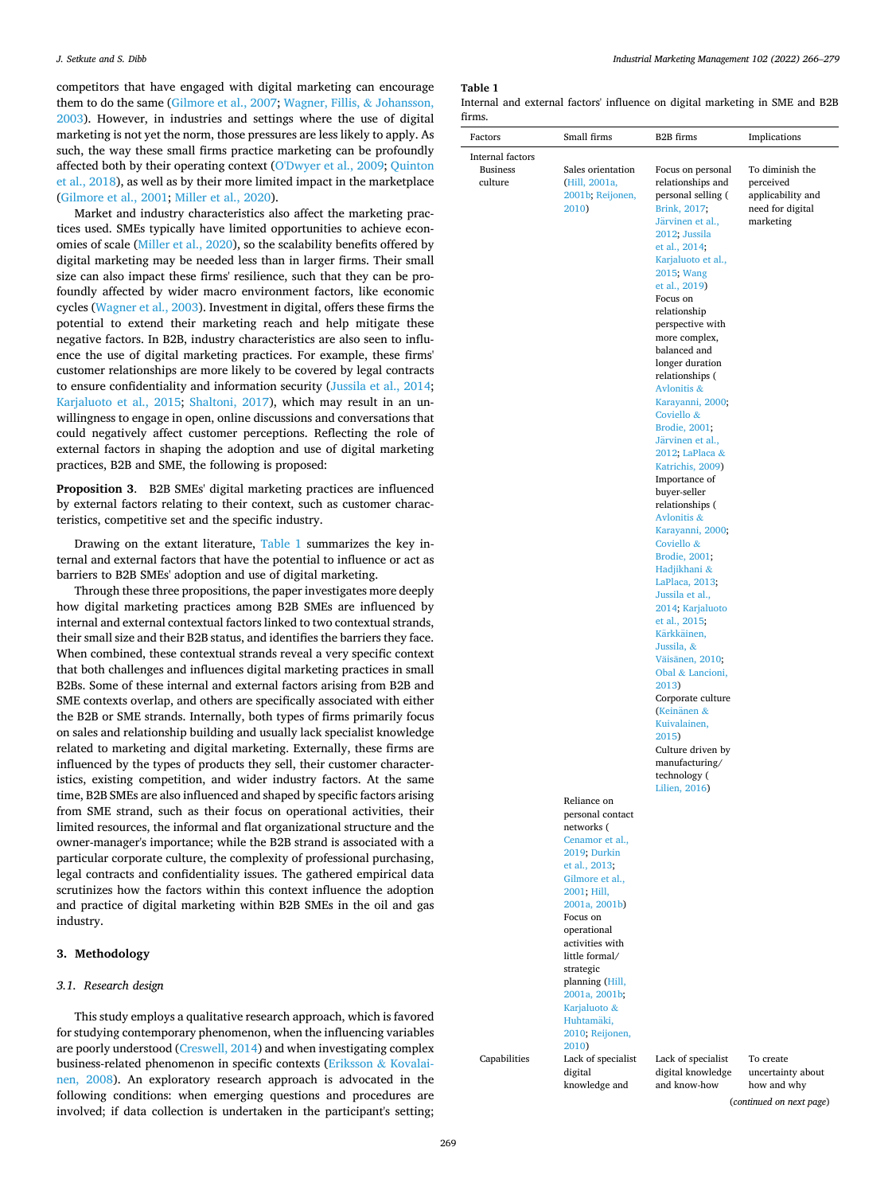competitors that have engaged with digital marketing can encourage them to do the same (Gilmore et al., 2007; Wagner, Fillis, & Johansson, 2003). However, in industries and settings where the use of digital marketing is not yet the norm, those pressures are less likely to apply. As such, the way these small firms practice marketing can be profoundly affected both by their operating context (O'Dwyer et al., 2009; Quinton et al., 2018), as well as by their more limited impact in the marketplace (Gilmore et al., 2001; Miller et al., 2020).

Market and industry characteristics also affect the marketing practices used. SMEs typically have limited opportunities to achieve economies of scale (Miller et al., 2020), so the scalability benefits offered by digital marketing may be needed less than in larger firms. Their small size can also impact these firms' resilience, such that they can be profoundly affected by wider macro environment factors, like economic cycles (Wagner et al., 2003). Investment in digital, offers these firms the potential to extend their marketing reach and help mitigate these negative factors. In B2B, industry characteristics are also seen to influence the use of digital marketing practices. For example, these firms' customer relationships are more likely to be covered by legal contracts to ensure confidentiality and information security (Jussila et al., 2014; Karjaluoto et al., 2015; Shaltoni, 2017), which may result in an unwillingness to engage in open, online discussions and conversations that could negatively affect customer perceptions. Reflecting the role of external factors in shaping the adoption and use of digital marketing practices, B2B and SME, the following is proposed:

**Proposition 3**. B2B SMEs' digital marketing practices are influenced by external factors relating to their context, such as customer characteristics, competitive set and the specific industry.

Drawing on the extant literature, Table 1 summarizes the key internal and external factors that have the potential to influence or act as barriers to B2B SMEs' adoption and use of digital marketing.

Through these three propositions, the paper investigates more deeply how digital marketing practices among B2B SMEs are influenced by internal and external contextual factors linked to two contextual strands, their small size and their B2B status, and identifies the barriers they face. When combined, these contextual strands reveal a very specific context that both challenges and influences digital marketing practices in small B2Bs. Some of these internal and external factors arising from B2B and SME contexts overlap, and others are specifically associated with either the B2B or SME strands. Internally, both types of firms primarily focus on sales and relationship building and usually lack specialist knowledge related to marketing and digital marketing. Externally, these firms are influenced by the types of products they sell, their customer characteristics, existing competition, and wider industry factors. At the same time, B2B SMEs are also influenced and shaped by specific factors arising from SME strand, such as their focus on operational activities, their limited resources, the informal and flat organizational structure and the owner-manager's importance; while the B2B strand is associated with a particular corporate culture, the complexity of professional purchasing, legal contracts and confidentiality issues. The gathered empirical data scrutinizes how the factors within this context influence the adoption and practice of digital marketing within B2B SMEs in the oil and gas industry.

## 3. Methodology

### 3.1. Research design

This study employs a qualitative research approach, which is favored for studying contemporary phenomenon, when the influencing variables are poorly understood (Creswell, 2014) and when investigating complex business-related phenomenon in specific contexts (Eriksson & Kovalainen, 2008). An exploratory research approach is advocated in the following conditions: when emerging questions and procedures are involved; if data collection is undertaken in the participant's setting;

**Table 1**
Internal and external factors' influence on digital marketing in SME and B2B firms.

| Factors | Small firms | B2B firms | Implications |
|---|---|---|---|
| Internal factors | | | |
| Business culture | Sales orientation (Hill, 2001a, 2001b; Reijonen, 2010) | Focus on personal relationships and personal selling (Brink, 2017; Järvinen et al., 2012; Jussila et al., 2014; Karjaluoto et al., 2015; Wang et al., 2019) | To diminish the perceived applicability and need for digital marketing |
| | | Focus on relationship perspective with more complex, balanced and longer duration relationships (Avlonitis & Karayanni, 2000; Coviello & Brodie, 2001; Järvinen et al., 2012; LaPlaca & Katrichis, 2009) | |
| | | Importance of buyer-seller relationships (Avlonitis & Karayanni, 2000; Coviello & Brodie, 2001; Hadjikhani & LaPlaca, 2013; Jussila et al., 2014; Karjaluoto et al., 2015; Kärkkäinen, Jussila, & Väisänen, 2010; Obal & Lancioni, 2013) | |
| | | Corporate culture (Keinänen & Kuivalainen, 2015) | |
| | | Culture driven by manufacturing/ technology (Lilien, 2016) | |
| | Reliance on personal contact networks (Cenamor et al., 2019; Durkin et al., 2013; Gilmore et al., 2001; Hill, 2001a, 2001b) | | |
| | Focus on operational activities with little formal/ strategic planning (Hill, 2001a, 2001b; Karjaluoto & Huhtamäki, 2010; Reijonen, 2010) | | |
| Capabilities | Lack of specialist digital knowledge and | Lack of specialist digital knowledge and know-how | To create uncertainty about how and why |

(*continued on next page*)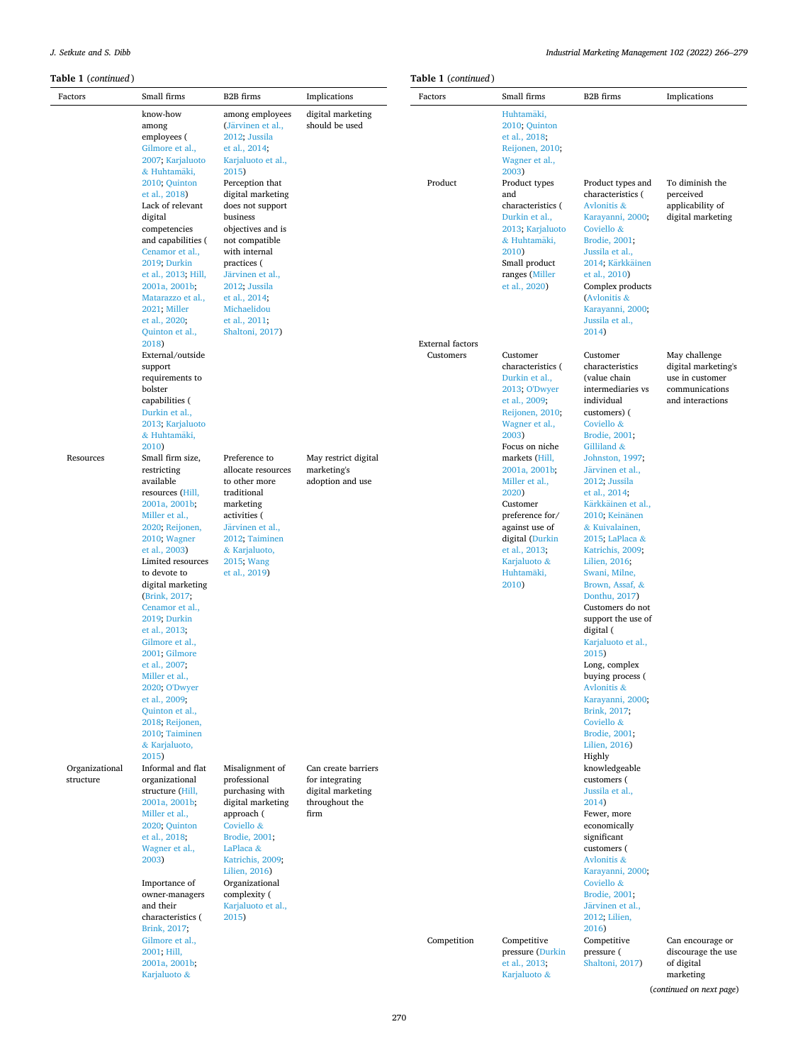**Table 1** (*continued*)

| Factors | Small firms | B2B firms | Implications |
|---|---|---|---|
| | know-how among employees (Gilmore et al., 2007; Karjaluoto & Huhtamäki, 2010; Quinton et al., 2018) Lack of relevant digital competencies and capabilities (Cenamor et al., 2019; Durkin et al., 2013; Hill, 2001a, 2001b; Matarazzo et al., 2021; Miller et al., 2020; Quinton et al., 2018) External/outside support requirements to bolster capabilities (Durkin et al., 2013; Karjaluoto & Huhtamäki, 2010) | among employees (Järvinen et al., 2012; Jussila et al., 2014; Karjaluoto et al., 2015) Perception that digital marketing does not support business objectives and is not compatible with internal practices (Järvinen et al., 2012; Jussila et al., 2014; Michaelidou et al., 2011; Shaltoni, 2017) | digital marketing should be used |
| Resources | Small firm size, restricting available resources (Hill, 2001a, 2001b; Miller et al., 2020; Reijonen, 2010; Wagner et al., 2003) Limited resources to devote to digital marketing (Brink, 2017; Cenamor et al., 2019; Durkin et al., 2013; Gilmore et al., 2001; Gilmore et al., 2007; Miller et al., 2020; O'Dwyer et al., 2009; Quinton et al., 2018; Reijonen, 2010; Taiminen & Karjaluoto, 2015) | Preference to allocate resources to other more traditional marketing activities (Järvinen et al., 2012; Taiminen & Karjaluoto, 2015; Wang et al., 2019) | May restrict digital marketing's adoption and use |
| Organizational structure | Informal and flat organizational structure (Hill, 2001a, 2001b; Miller et al., 2020; Quinton et al., 2018; Wagner et al., 2003) Importance of owner-managers and their characteristics (Brink, 2017; Gilmore et al., 2001; Hill, 2001a, 2001b; Karjaluoto & Huhtamäki, 2010; Quinton et al., 2018; Reijonen, 2010; Wagner et al., 2003) | Misalignment of professional purchasing with digital marketing approach (Coviello & Brodie, 2001; LaPlaca & Katrichis, 2009; Lilien, 2016) Organizational complexity (Karjaluoto et al., 2015) | Can create barriers for integrating digital marketing throughout the firm |
| Product | Product types and characteristics (Durkin et al., 2013; Karjaluoto & Huhtamäki, 2010) Small product ranges (Miller et al., 2020) | Product types and characteristics (Avlonitis & Karayanni, 2000; Coviello & Brodie, 2001; Jussila et al., 2014; Kärkkäinen et al., 2010) Complex products (Avlonitis & Karayanni, 2000; Jussila et al., 2014) | To diminish the perceived applicability of digital marketing |
| External factors | | | |
| Customers | Customer characteristics (Durkin et al., 2013; O'Dwyer et al., 2009; Reijonen, 2010; Wagner et al., 2003) Focus on niche markets (Hill, 2001a, 2001b; Miller et al., 2020) Customer preference for/against use of digital (Durkin et al., 2013; Karjaluoto & Huhtamäki, 2010) | Customer characteristics (value chain intermediaries vs individual customers) (Coviello & Brodie, 2001; Gilliland & Johnston, 1997; Järvinen et al., 2012; Jussila et al., 2014; Kärkkäinen et al., 2010; Keinänen & Kuivalainen, 2015; LaPlaca & Katrichis, 2009; Lilien, 2016; Swani, Milne, Brown, Assaf, & Donthu, 2017) Customers do not support the use of digital (Karjaluoto et al., 2015) Long, complex buying process (Avlonitis & Karayanni, 2000; Brink, 2017; Coviello & Brodie, 2001; Lilien, 2016) Highly knowledgeable customers (Jussila et al., 2014) Fewer, more economically significant customers (Avlonitis & Karayanni, 2000; Coviello & Brodie, 2001; Järvinen et al., 2012; Lilien, 2016) | May challenge digital marketing's use in customer communications and interactions |
| Competition | Competitive pressure (Durkin et al., 2013; Karjaluoto & | Competitive pressure (Shaltoni, 2017) | Can encourage or discourage the use of digital marketing |

(*continued on next page*)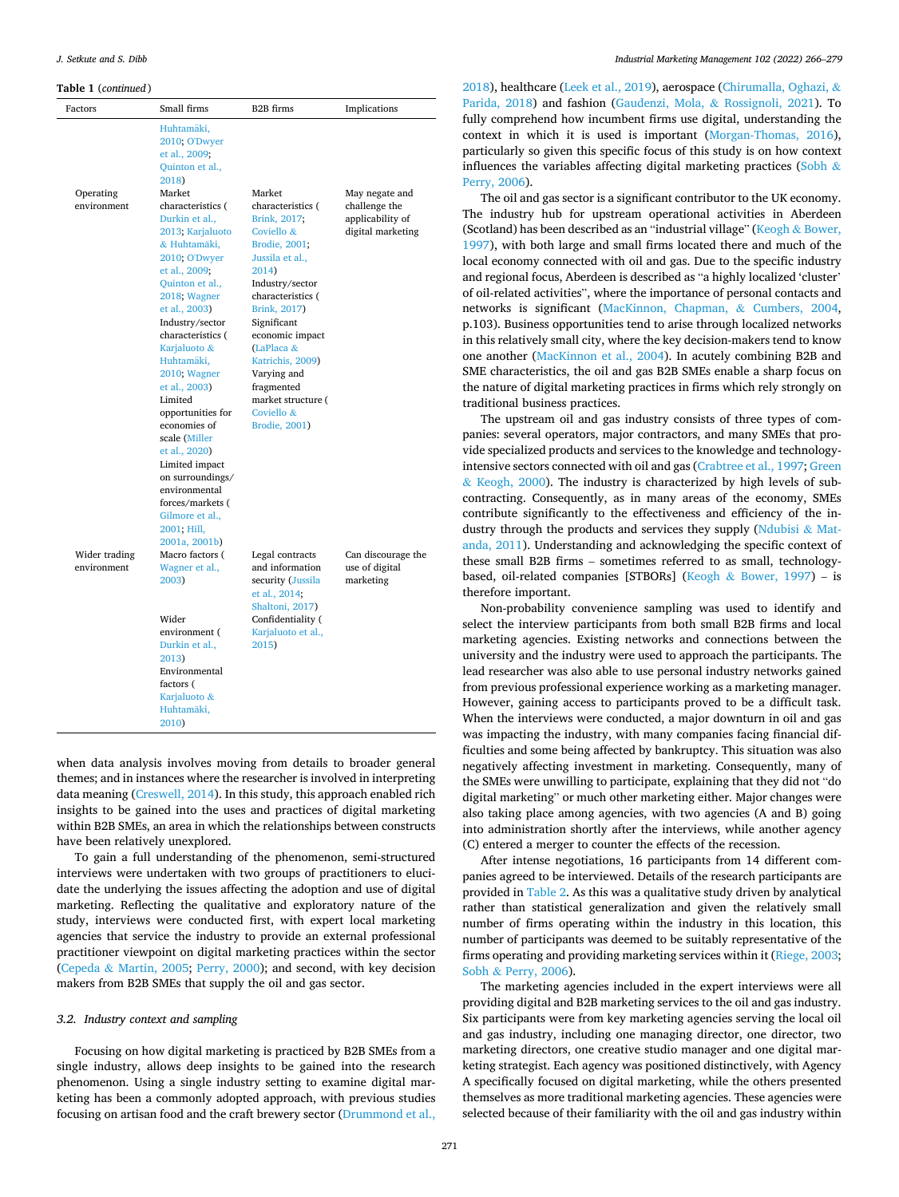**Table 1** (*continued*)

| Factors | Small firms | B2B firms | Implications |
|---|---|---|---|
| | Huhtamäki, 2010; O'Dwyer et al., 2009; Quinton et al., 2018) | | |
| Operating environment | Market characteristics (Durkin et al., 2013; Karjaluoto & Huhtamäki, 2010; O'Dwyer et al., 2009; Quinton et al., 2018; Wagner et al., 2003)<br>Industry/sector characteristics (Karjaluoto & Huhtamäki, 2010; Wagner et al., 2003)<br>Limited opportunities for economies of scale (Miller et al., 2020)<br>Limited impact on surroundings/ environmental forces/markets (Gilmore et al., 2001; Hill, 2001a, 2001b) | Market characteristics (Brink, 2017; Coviello & Brodie, 2001; Jussila et al., 2014)<br>Industry/sector characteristics (Brink, 2017)<br>Significant economic impact (LaPlaca & Katrichis, 2009)<br>Varying and fragmented market structure (Coviello & Brodie, 2001) | May negate and challenge the applicability of digital marketing |
| Wider trading environment | Macro factors (Wagner et al., 2003)<br>Wider environment (Durkin et al., 2013)<br>Environmental factors (Karjaluoto & Huhtamäki, 2010) | Legal contracts and information security (Jussila et al., 2014; Shaltoni, 2017)<br>Confidentiality (Karjaluoto et al., 2015) | Can discourage the use of digital marketing |

when data analysis involves moving from details to broader general themes; and in instances where the researcher is involved in interpreting data meaning (Creswell, 2014). In this study, this approach enabled rich insights to be gained into the uses and practices of digital marketing within B2B SMEs, an area in which the relationships between constructs have been relatively unexplored.

To gain a full understanding of the phenomenon, semi-structured interviews were undertaken with two groups of practitioners to elucidate the underlying the issues affecting the adoption and use of digital marketing. Reflecting the qualitative and exploratory nature of the study, interviews were conducted first, with expert local marketing agencies that service the industry to provide an external professional practitioner viewpoint on digital marketing practices within the sector (Cepeda & Martin, 2005; Perry, 2000); and second, with key decision makers from B2B SMEs that supply the oil and gas sector.

### 3.2. Industry context and sampling

Focusing on how digital marketing is practiced by B2B SMEs from a single industry, allows deep insights to be gained into the research phenomenon. Using a single industry setting to examine digital marketing has been a commonly adopted approach, with previous studies focusing on artisan food and the craft brewery sector (Drummond et al., 2018), healthcare (Leek et al., 2019), aerospace (Chirumalla, Oghazi, & Parida, 2018) and fashion (Gaudenzi, Mola, & Rossignoli, 2021). To fully comprehend how incumbent firms use digital, understanding the context in which it is used is important (Morgan-Thomas, 2016), particularly so given this specific focus of this study is on how context influences the variables affecting digital marketing practices (Sobh & Perry, 2006).

The oil and gas sector is a significant contributor to the UK economy. The industry hub for upstream operational activities in Aberdeen (Scotland) has been described as an "industrial village" (Keogh & Bower, 1997), with both large and small firms located there and much of the local economy connected with oil and gas. Due to the specific industry and regional focus, Aberdeen is described as "a highly localized 'cluster' of oil-related activities", where the importance of personal contacts and networks is significant (MacKinnon, Chapman, & Cumbers, 2004, p.103). Business opportunities tend to arise through localized networks in this relatively small city, where the key decision-makers tend to know one another (MacKinnon et al., 2004). In acutely combining B2B and SME characteristics, the oil and gas B2B SMEs enable a sharp focus on the nature of digital marketing practices in firms which rely strongly on traditional business practices.

The upstream oil and gas industry consists of three types of companies: several operators, major contractors, and many SMEs that provide specialized products and services to the knowledge and technology-intensive sectors connected with oil and gas (Crabtree et al., 1997; Green & Keogh, 2000). The industry is characterized by high levels of subcontracting. Consequently, as in many areas of the economy, SMEs contribute significantly to the effectiveness and efficiency of the industry through the products and services they supply (Ndubisi & Matanda, 2011). Understanding and acknowledging the specific context of these small B2B firms – sometimes referred to as small, technology-based, oil-related companies [STBORs] (Keogh & Bower, 1997) – is therefore important.

Non-probability convenience sampling was used to identify and select the interview participants from both small B2B firms and local marketing agencies. Existing networks and connections between the university and the industry were used to approach the participants. The lead researcher was also able to use personal industry networks gained from previous professional experience working as a marketing manager. However, gaining access to participants proved to be a difficult task. When the interviews were conducted, a major downturn in oil and gas was impacting the industry, with many companies facing financial difficulties and some being affected by bankruptcy. This situation was also negatively affecting investment in marketing. Consequently, many of the SMEs were unwilling to participate, explaining that they did not "do digital marketing" or much other marketing either. Major changes were also taking place among agencies, with two agencies (A and B) going into administration shortly after the interviews, while another agency (C) entered a merger to counter the effects of the recession.

After intense negotiations, 16 participants from 14 different companies agreed to be interviewed. Details of the research participants are provided in Table 2. As this was a qualitative study driven by analytical rather than statistical generalization and given the relatively small number of firms operating within the industry in this location, this number of participants was deemed to be suitably representative of the firms operating and providing marketing services within it (Riege, 2003; Sobh & Perry, 2006).

The marketing agencies included in the expert interviews were all providing digital and B2B marketing services to the oil and gas industry. Six participants were from key marketing agencies serving the local oil and gas industry, including one managing director, one director, two marketing directors, one creative studio manager and one digital marketing strategist. Each agency was positioned distinctively, with Agency A specifically focused on digital marketing, while the others presented themselves as more traditional marketing agencies. These agencies were selected because of their familiarity with the oil and gas industry within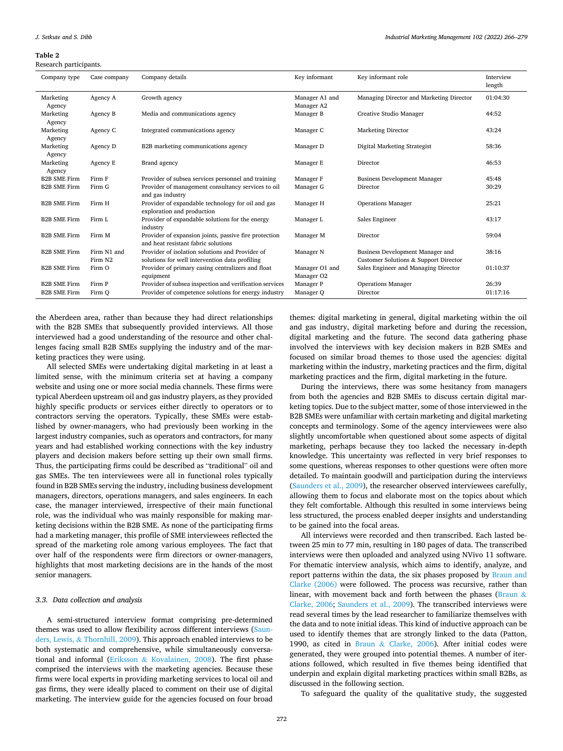**Table 2**
Research participants.

| Company type | Case company | Company details | Key informant | Key informant role | Interview length |
|---|---|---|---|---|---|
| Marketing Agency | Agency A | Growth agency | Manager A1 and Manager A2 | Managing Director and Marketing Director | 01:04:30 |
| Marketing Agency | Agency B | Media and communications agency | Manager B | Creative Studio Manager | 44:52 |
| Marketing Agency | Agency C | Integrated communications agency | Manager C | Marketing Director | 43:24 |
| Marketing Agency | Agency D | B2B marketing communications agency | Manager D | Digital Marketing Strategist | 58:36 |
| Marketing Agency | Agency E | Brand agency | Manager E | Director | 46:53 |
| B2B SME Firm | Firm F | Provider of subsea services personnel and training | Manager F | Business Development Manager | 45:48 |
| B2B SME Firm | Firm G | Provider of management consultancy services to oil and gas industry | Manager G | Director | 30:29 |
| B2B SME Firm | Firm H | Provider of expandable technology for oil and gas exploration and production | Manager H | Operations Manager | 25:21 |
| B2B SME Firm | Firm L | Provider of expandable solutions for the energy industry | Manager L | Sales Engineer | 43:17 |
| B2B SME Firm | Firm M | Provider of expansion joints, passive fire protection and heat resistant fabric solutions | Manager M | Director | 59:04 |
| B2B SME Firm | Firm N1 and Firm N2 | Provider of isolation solutions and Provider of solutions for well intervention data profiling | Manager N | Business Development Manager and Customer Solutions & Support Director | 38:16 |
| B2B SME Firm | Firm O | Provider of primary casing centralizers and float equipment | Manager O1 and Manager O2 | Sales Engineer and Managing Director | 01:10:37 |
| B2B SME Firm | Firm P | Provider of subsea inspection and verification services | Manager P | Operations Manager | 26:39 |
| B2B SME Firm | Firm Q | Provider of competence solutions for energy industry | Manager Q | Director | 01:17:16 |

the Aberdeen area, rather than because they had direct relationships with the B2B SMEs that subsequently provided interviews. All those interviewed had a good understanding of the resource and other challenges facing small B2B SMEs supplying the industry and of the marketing practices they were using.

All selected SMEs were undertaking digital marketing in at least a limited sense, with the minimum criteria set at having a company website and using one or more social media channels. These firms were typical Aberdeen upstream oil and gas industry players, as they provided highly specific products or services either directly to operators or to contractors serving the operators. Typically, these SMEs were established by owner-managers, who had previously been working in the largest industry companies, such as operators and contractors, for many years and had established working connections with the key industry players and decision makers before setting up their own small firms. Thus, the participating firms could be described as "traditional" oil and gas SMEs. The ten interviewees were all in functional roles typically found in B2B SMEs serving the industry, including business development managers, directors, operations managers, and sales engineers. In each case, the manager interviewed, irrespective of their main functional role, was the individual who was mainly responsible for making marketing decisions within the B2B SME. As none of the participating firms had a marketing manager, this profile of SME interviewees reflected the spread of the marketing role among various employees. The fact that over half of the respondents were firm directors or owner-managers, highlights that most marketing decisions are in the hands of the most senior managers.

### 3.3. Data collection and analysis

A semi-structured interview format comprising pre-determined themes was used to allow flexibility across different interviews (Saunders, Lewis, & Thornhill, 2009). This approach enabled interviews to be both systematic and comprehensive, while simultaneously conversational and informal (Eriksson & Kovalainen, 2008). The first phase comprised the interviews with the marketing agencies. Because these firms were local experts in providing marketing services to local oil and gas firms, they were ideally placed to comment on their use of digital marketing. The interview guide for the agencies focused on four broad themes: digital marketing in general, digital marketing within the oil and gas industry, digital marketing before and during the recession, digital marketing and the future. The second data gathering phase involved the interviews with key decision makers in B2B SMEs and focused on similar broad themes to those used the agencies: digital marketing within the industry, marketing practices and the firm, digital marketing practices and the firm, digital marketing in the future.

During the interviews, there was some hesitancy from managers from both the agencies and B2B SMEs to discuss certain digital marketing topics. Due to the subject matter, some of those interviewed in the B2B SMEs were unfamiliar with certain marketing and digital marketing concepts and terminology. Some of the agency interviewees were also slightly uncomfortable when questioned about some aspects of digital marketing, perhaps because they too lacked the necessary in-depth knowledge. This uncertainty was reflected in very brief responses to some questions, whereas responses to other questions were often more detailed. To maintain goodwill and participation during the interviews (Saunders et al., 2009), the researcher observed interviewees carefully, allowing them to focus and elaborate most on the topics about which they felt comfortable. Although this resulted in some interviews being less structured, the process enabled deeper insights and understanding to be gained into the focal areas.

All interviews were recorded and then transcribed. Each lasted between 25 min to 77 min, resulting in 180 pages of data. The transcribed interviews were then uploaded and analyzed using NVivo 11 software. For thematic interview analysis, which aims to identify, analyze, and report patterns within the data, the six phases proposed by Braun and Clarke (2006) were followed. The process was recursive, rather than linear, with movement back and forth between the phases (Braun & Clarke, 2006; Saunders et al., 2009). The transcribed interviews were read several times by the lead researcher to familiarize themselves with the data and to note initial ideas. This kind of inductive approach can be used to identify themes that are strongly linked to the data (Patton, 1990, as cited in Braun & Clarke, 2006). After initial codes were generated, they were grouped into potential themes. A number of iterations followed, which resulted in five themes being identified that underpin and explain digital marketing practices within small B2Bs, as discussed in the following section.

To safeguard the quality of the qualitative study, the suggested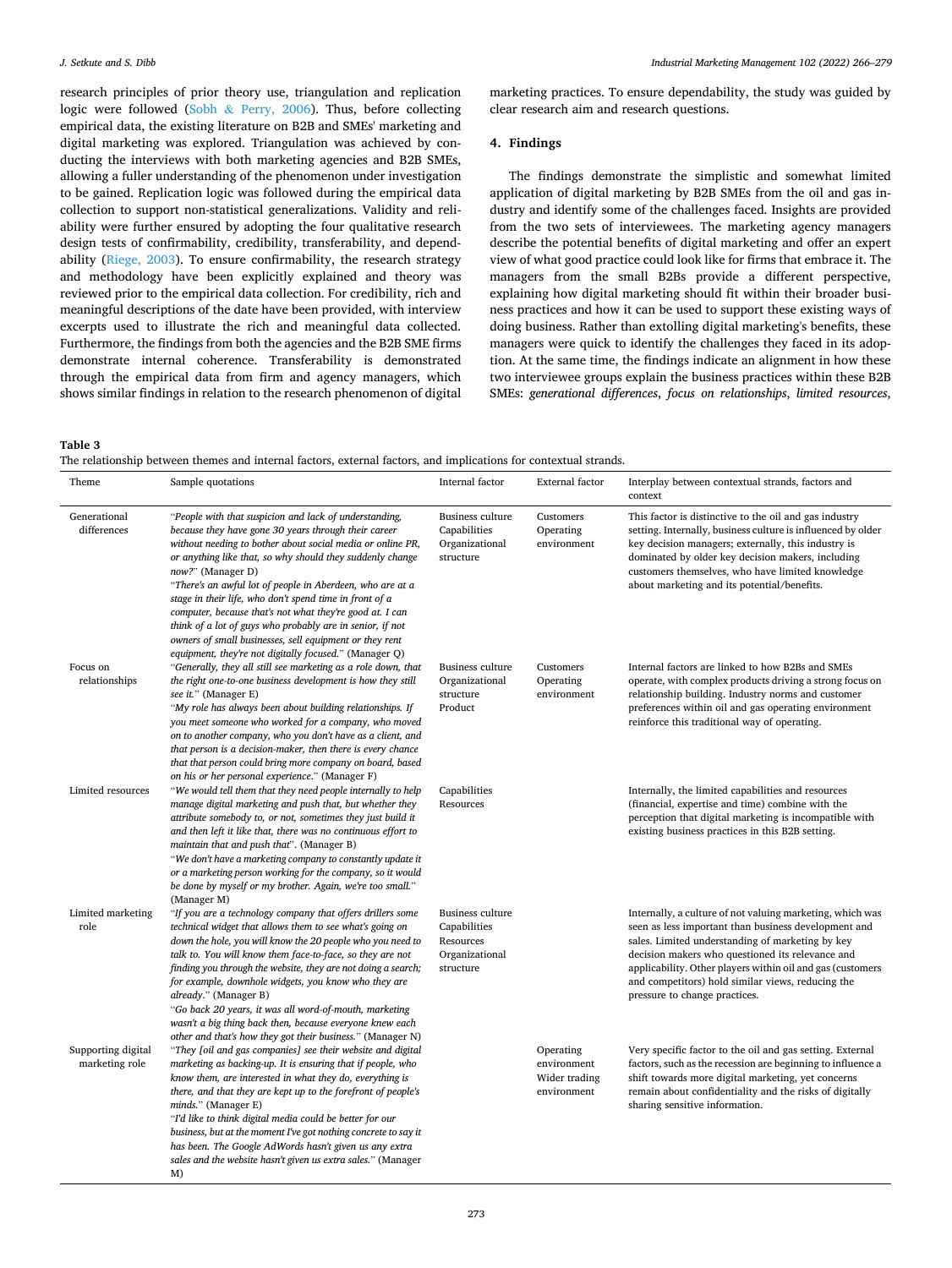research principles of prior theory use, triangulation and replication logic were followed (Sobh & Perry, 2006). Thus, before collecting empirical data, the existing literature on B2B and SMEs' marketing and digital marketing was explored. Triangulation was achieved by conducting the interviews with both marketing agencies and B2B SMEs, allowing a fuller understanding of the phenomenon under investigation to be gained. Replication logic was followed during the empirical data collection to support non-statistical generalizations. Validity and reliability were further ensured by adopting the four qualitative research design tests of confirmability, credibility, transferability, and dependability (Riege, 2003). To ensure confirmability, the research strategy and methodology have been explicitly explained and theory was reviewed prior to the empirical data collection. For credibility, rich and meaningful descriptions of the date have been provided, with interview excerpts used to illustrate the rich and meaningful data collected. Furthermore, the findings from both the agencies and the B2B SME firms demonstrate internal coherence. Transferability is demonstrated through the empirical data from firm and agency managers, which shows similar findings in relation to the research phenomenon of digital marketing practices. To ensure dependability, the study was guided by clear research aim and research questions.

## 4. Findings

The findings demonstrate the simplistic and somewhat limited application of digital marketing by B2B SMEs from the oil and gas industry and identify some of the challenges faced. Insights are provided from the two sets of interviewees. The marketing agency managers describe the potential benefits of digital marketing and offer an expert view of what good practice could look like for firms that embrace it. The managers from the small B2Bs provide a different perspective, explaining how digital marketing should fit within their broader business practices and how it can be used to support these existing ways of doing business. Rather than extolling digital marketing's benefits, these managers were quick to identify the challenges they faced in its adoption. At the same time, the findings indicate an alignment in how these two interviewee groups explain the business practices within these B2B SMEs: *generational differences*, *focus on relationships*, *limited resources*,

**Table 3**
The relationship between themes and internal factors, external factors, and implications for contextual strands.

| Theme | Sample quotations | Internal factor | External factor | Interplay between contextual strands, factors and context |
|---|---|---|---|---|
| Generational differences | "*People with that suspicion and lack of understanding, because they have gone 30 years through their career without needing to bother about social media or online PR, or anything like that, so why should they suddenly change now?*" (Manager D)<br>"*There's an awful lot of people in Aberdeen, who are at a stage in their life, who don't spend time in front of a computer, because that's not what they're good at. I can think of a lot of guys who probably are in senior, if not owners of small businesses, sell equipment or they rent equipment, they're not digitally focused.*" (Manager Q) | Business culture<br>Capabilities<br>Organizational structure | Customers<br>Operating environment | This factor is distinctive to the oil and gas industry setting. Internally, business culture is influenced by older key decision managers; externally, this industry is dominated by older key decision makers, including customers themselves, who have limited knowledge about marketing and its potential/benefits. |
| Focus on relationships | "*Generally, they all still see marketing as a role down, that the right one-to-one business development is how they still see it.*" (Manager E)<br>"*My role has always been about building relationships. If you meet someone who worked for a company, who moved on to another company, who you don't have as a client, and that person is a decision-maker, then there is every chance that that person could bring more company on board, based on his or her personal experience.*" (Manager F) | Business culture<br>Organizational structure<br>Product | Customers<br>Operating environment | Internal factors are linked to how B2Bs and SMEs operate, with complex products driving a strong focus on relationship building. Industry norms and customer preferences within oil and gas operating environment reinforce this traditional way of operating. |
| Limited resources | "*We would tell them that they need people internally to help manage digital marketing and push that, but whether they attribute somebody to, or not, sometimes they just build it and then left it like that, there was no continuous effort to maintain that and push that*". (Manager B)<br>"*We don't have a marketing company to constantly update it or a marketing person working for the company, so it would be done by myself or my brother. Again, we're too small.*" (Manager M) | Capabilities<br>Resources | | Internally, the limited capabilities and resources (financial, expertise and time) combine with the perception that digital marketing is incompatible with existing business practices in this B2B setting. |
| Limited marketing role | "*If you are a technology company that offers drillers some technical widget that allows them to see what's going on down the hole, you will know the 20 people who you need to talk to. You will know them face-to-face, so they are not finding you through the website, they are not doing a search; for example, downhole widgets, you know who they are already.*" (Manager B)<br>"*Go back 20 years, it was all word-of-mouth, marketing wasn't a big thing back then, because everyone knew each other and that's how they got their business.*" (Manager N) | Business culture<br>Capabilities<br>Resources<br>Organizational structure | | Internally, a culture of not valuing marketing, which was seen as less important than business development and sales. Limited understanding of marketing by key decision makers who questioned its relevance and applicability. Other players within oil and gas (customers and competitors) hold similar views, reducing the pressure to change practices. |
| Supporting digital marketing role | "*They [oil and gas companies] see their website and digital marketing as backing-up. It is ensuring that if people, who know them, are interested in what they do, everything is there, and that they are kept up to the forefront of people's minds.*" (Manager E)<br>"*I'd like to think digital media could be better for our business, but at the moment I've got nothing concrete to say it has been. The Google AdWords hasn't given us any extra sales and the website hasn't given us extra sales.*" (Manager M) | | Operating environment<br>Wider trading environment | Very specific factor to the oil and gas setting. External factors, such as the recession are beginning to influence a shift towards more digital marketing, yet concerns remain about confidentiality and the risks of digitally sharing sensitive information. |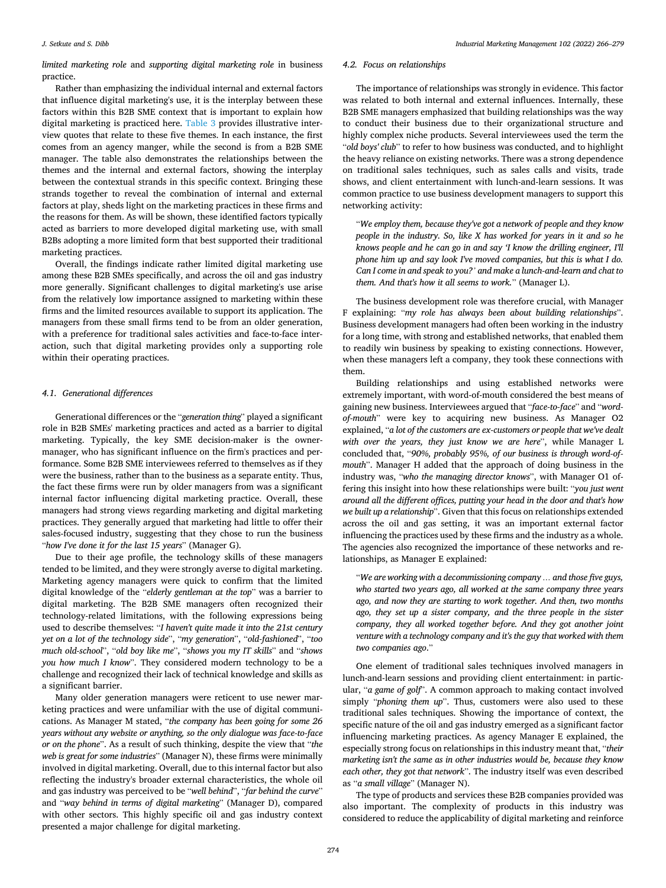*limited marketing role* and *supporting digital marketing role* in business practice.

Rather than emphasizing the individual internal and external factors that influence digital marketing's use, it is the interplay between these factors within this B2B SME context that is important to explain how digital marketing is practiced here. Table 3 provides illustrative interview quotes that relate to these five themes. In each instance, the first comes from an agency manger, while the second is from a B2B SME manager. The table also demonstrates the relationships between the themes and the internal and external factors, showing the interplay between the contextual strands in this specific context. Bringing these strands together to reveal the combination of internal and external factors at play, sheds light on the marketing practices in these firms and the reasons for them. As will be shown, these identified factors typically acted as barriers to more developed digital marketing use, with small B2Bs adopting a more limited form that best supported their traditional marketing practices.

Overall, the findings indicate rather limited digital marketing use among these B2B SMEs specifically, and across the oil and gas industry more generally. Significant challenges to digital marketing's use arise from the relatively low importance assigned to marketing within these firms and the limited resources available to support its application. The managers from these small firms tend to be from an older generation, with a preference for traditional sales activities and face-to-face interaction, such that digital marketing provides only a supporting role within their operating practices.

### 4.1. Generational differences

Generational differences or the "*generation thing*" played a significant role in B2B SMEs' marketing practices and acted as a barrier to digital marketing. Typically, the key SME decision-maker is the owner-manager, who has significant influence on the firm's practices and performance. Some B2B SME interviewees referred to themselves as if they were the business, rather than to the business as a separate entity. Thus, the fact these firms were run by older managers from was a significant internal factor influencing digital marketing practice. Overall, these managers had strong views regarding marketing and digital marketing practices. They generally argued that marketing had little to offer their sales-focused industry, suggesting that they chose to run the business "*how I've done it for the last 15 years*" (Manager G).

Due to their age profile, the technology skills of these managers tended to be limited, and they were strongly averse to digital marketing. Marketing agency managers were quick to confirm that the limited digital knowledge of the "*elderly gentleman at the top*" was a barrier to digital marketing. The B2B SME managers often recognized their technology-related limitations, with the following expressions being used to describe themselves: "*I haven't quite made it into the 21st century yet on a lot of the technology side*", "*my generation*", "*old-fashioned*", "*too much old-school*", "*old boy like me*", "*shows you my IT skills*" and "*shows you how much I know*". They considered modern technology to be a challenge and recognized their lack of technical knowledge and skills as a significant barrier.

Many older generation managers were reticent to use newer marketing practices and were unfamiliar with the use of digital communications. As Manager M stated, "*the company has been going for some 26 years without any website or anything, so the only dialogue was face-to-face or on the phone*". As a result of such thinking, despite the view that "*the web is great for some industries*" (Manager N), these firms were minimally involved in digital marketing. Overall, due to this internal factor but also reflecting the industry's broader external characteristics, the whole oil and gas industry was perceived to be "*well behind*", "*far behind the curve*" and "*way behind in terms of digital marketing*" (Manager D), compared with other sectors. This highly specific oil and gas industry context presented a major challenge for digital marketing.

### 4.2. Focus on relationships

The importance of relationships was strongly in evidence. This factor was related to both internal and external influences. Internally, these B2B SME managers emphasized that building relationships was the way to conduct their business due to their organizational structure and highly complex niche products. Several interviewees used the term the "*old boys' club*" to refer to how business was conducted, and to highlight the heavy reliance on existing networks. There was a strong dependence on traditional sales techniques, such as sales calls and visits, trade shows, and client entertainment with lunch-and-learn sessions. It was common practice to use business development managers to support this networking activity:

> "*We employ them, because they've got a network of people and they know people in the industry. So, like X has worked for years in it and so he knows people and he can go in and say 'I know the drilling engineer, I'll phone him up and say look I've moved companies, but this is what I do. Can I come in and speak to you?' and make a lunch-and-learn and chat to them. And that's how it all seems to work.*" (Manager L).

The business development role was therefore crucial, with Manager F explaining: "*my role has always been about building relationships*". Business development managers had often been working in the industry for a long time, with strong and established networks, that enabled them to readily win business by speaking to existing connections. However, when these managers left a company, they took these connections with them.

Building relationships and using established networks were extremely important, with word-of-mouth considered the best means of gaining new business. Interviewees argued that "*face-to-face*" and "*word-of-mouth*" were key to acquiring new business. As Manager O2 explained, "*a lot of the customers are ex-customers or people that we've dealt with over the years, they just know we are here*", while Manager L concluded that, "*90%, probably 95%, of our business is through word-of-mouth*". Manager H added that the approach of doing business in the industry was, "*who the managing director knows*", with Manager O1 offering this insight into how these relationships were built: "*you just went around all the different offices, putting your head in the door and that's how we built up a relationship*". Given that this focus on relationships extended across the oil and gas setting, it was an important external factor influencing the practices used by these firms and the industry as a whole. The agencies also recognized the importance of these networks and relationships, as Manager E explained:

> "*We are working with a decommissioning company … and those five guys, who started two years ago, all worked at the same company three years ago, and now they are starting to work together. And then, two months ago, they set up a sister company, and the three people in the sister company, they all worked together before. And they got another joint venture with a technology company and it's the guy that worked with them two companies ago.*"

One element of traditional sales techniques involved managers in lunch-and-learn sessions and providing client entertainment: in particular, "*a game of golf*". A common approach to making contact involved simply "*phoning them up*". Thus, customers were also used to these traditional sales techniques. Showing the importance of context, the specific nature of the oil and gas industry emerged as a significant factor influencing marketing practices. As agency Manager E explained, the especially strong focus on relationships in this industry meant that, "*their marketing isn't the same as in other industries would be, because they know each other, they got that network*". The industry itself was even described as "*a small village*" (Manager N).

The type of products and services these B2B companies provided was also important. The complexity of products in this industry was considered to reduce the applicability of digital marketing and reinforce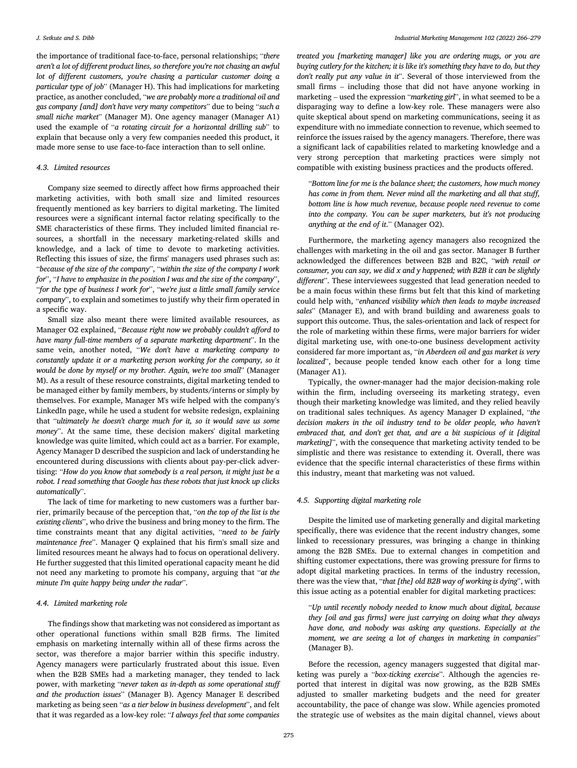the importance of traditional face-to-face, personal relationships; "*there aren't a lot of different product lines, so therefore you're not chasing an awful lot of different customers, you're chasing a particular customer doing a particular type of job*" (Manager H). This had implications for marketing practice, as another concluded, "*we are probably more a traditional oil and gas company [and] don't have very many competitors*" due to being "*such a small niche market*" (Manager M). One agency manager (Manager A1) used the example of "*a rotating circuit for a horizontal drilling sub*" to explain that because only a very few companies needed this product, it made more sense to use face-to-face interaction than to sell online.

### 4.3. Limited resources

Company size seemed to directly affect how firms approached their marketing activities, with both small size and limited resources frequently mentioned as key barriers to digital marketing. The limited resources were a significant internal factor relating specifically to the SME characteristics of these firms. They included limited financial resources, a shortfall in the necessary marketing-related skills and knowledge, and a lack of time to devote to marketing activities. Reflecting this issues of size, the firms' managers used phrases such as: "*because of the size of the company*", "*within the size of the company I work for*", "*I have to emphasize in the position I was and the size of the company*", "*for the type of business I work for*", "*we're just a little small family service company*", to explain and sometimes to justify why their firm operated in a specific way.

Small size also meant there were limited available resources, as Manager O2 explained, "*Because right now we probably couldn't afford to have many full-time members of a separate marketing department*". In the same vein, another noted, "*We don't have a marketing company to constantly update it or a marketing person working for the company, so it would be done by myself or my brother. Again, we're too small*" (Manager M). As a result of these resource constraints, digital marketing tended to be managed either by family members, by students/interns or simply by themselves. For example, Manager M's wife helped with the company's LinkedIn page, while he used a student for website redesign, explaining that "*ultimately he doesn't charge much for it, so it would save us some money*". At the same time, these decision makers' digital marketing knowledge was quite limited, which could act as a barrier. For example, Agency Manager D described the suspicion and lack of understanding he encountered during discussions with clients about pay-per-click advertising: "*How do you know that somebody is a real person, it might just be a robot. I read something that Google has these robots that just knock up clicks automatically*".

The lack of time for marketing to new customers was a further barrier, primarily because of the perception that, "*on the top of the list is the existing clients*", who drive the business and bring money to the firm. The time constraints meant that any digital activities, "*need to be fairly maintenance free*". Manager Q explained that his firm's small size and limited resources meant he always had to focus on operational delivery. He further suggested that this limited operational capacity meant he did not need any marketing to promote his company, arguing that "*at the minute I'm quite happy being under the radar*".

### 4.4. Limited marketing role

The findings show that marketing was not considered as important as other operational functions within small B2B firms. The limited emphasis on marketing internally within all of these firms across the sector, was therefore a major barrier within this specific industry. Agency managers were particularly frustrated about this issue. Even when the B2B SMEs had a marketing manager, they tended to lack power, with marketing "*never taken as in-depth as some operational stuff and the production issues*" (Manager B). Agency Manager E described marketing as being seen "*as a tier below in business development*", and felt that it was regarded as a low-key role: "*I always feel that some companies treated you [marketing manager] like you are ordering mugs, or you are buying cutlery for the kitchen; it is like it's something they have to do, but they don't really put any value in it*". Several of those interviewed from the small firms – including those that did not have anyone working in marketing – used the expression "*marketing girl*", in what seemed to be a disparaging way to define a low-key role. These managers were also quite skeptical about spend on marketing communications, seeing it as expenditure with no immediate connection to revenue, which seemed to reinforce the issues raised by the agency managers. Therefore, there was a significant lack of capabilities related to marketing knowledge and a very strong perception that marketing practices were simply not compatible with existing business practices and the products offered.

> "*Bottom line for me is the balance sheet; the customers, how much money has come in from them. Never mind all the marketing and all that stuff, bottom line is how much revenue, because people need revenue to come into the company. You can be super marketers, but it's not producing anything at the end of it.*" (Manager O2).

Furthermore, the marketing agency managers also recognized the challenges with marketing in the oil and gas sector. Manager B further acknowledged the differences between B2B and B2C, "*with retail or consumer, you can say, we did x and y happened; with B2B it can be slightly different*". These interviewees suggested that lead generation needed to be a main focus within these firms but felt that this kind of marketing could help with, "*enhanced visibility which then leads to maybe increased sales*" (Manager E), and with brand building and awareness goals to support this outcome. Thus, the sales-orientation and lack of respect for the role of marketing within these firms, were major barriers for wider digital marketing use, with one-to-one business development activity considered far more important as, "*in Aberdeen oil and gas market is very localized*", because people tended know each other for a long time (Manager A1).

Typically, the owner-manager had the major decision-making role within the firm, including overseeing its marketing strategy, even though their marketing knowledge was limited, and they relied heavily on traditional sales techniques. As agency Manager D explained, "*the decision makers in the oil industry tend to be older people, who haven't embraced that, and don't get that, and are a bit suspicious of it [digital marketing]*", with the consequence that marketing activity tended to be simplistic and there was resistance to extending it. Overall, there was evidence that the specific internal characteristics of these firms within this industry, meant that marketing was not valued.

### 4.5. Supporting digital marketing role

Despite the limited use of marketing generally and digital marketing specifically, there was evidence that the recent industry changes, some linked to recessionary pressures, was bringing a change in thinking among the B2B SMEs. Due to external changes in competition and shifting customer expectations, there was growing pressure for firms to adopt digital marketing practices. In terms of the industry recession, there was the view that, "*that [the] old B2B way of working is dying*", with this issue acting as a potential enabler for digital marketing practices:

> "*Up until recently nobody needed to know much about digital, because they [oil and gas firms] were just carrying on doing what they always have done, and nobody was asking any questions. Especially at the moment, we are seeing a lot of changes in marketing in companies*" (Manager B).

Before the recession, agency managers suggested that digital marketing was purely a "*box-ticking exercise*". Although the agencies reported that interest in digital was now growing, as the B2B SMEs adjusted to smaller marketing budgets and the need for greater accountability, the pace of change was slow. While agencies promoted the strategic use of websites as the main digital channel, views about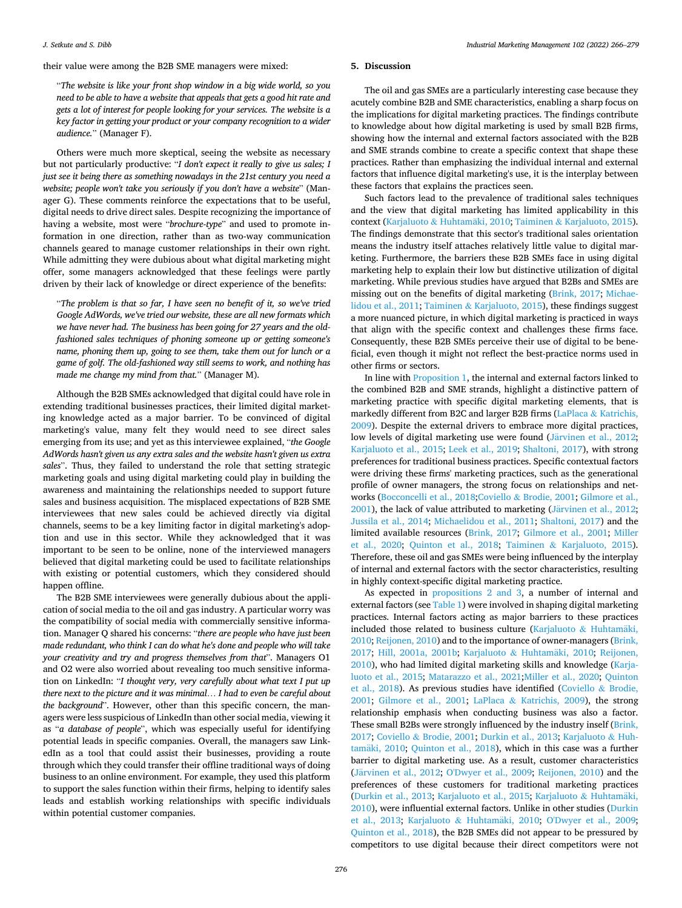their value were among the B2B SME managers were mixed:

> "*The website is like your front shop window in a big wide world, so you need to be able to have a website that appeals that gets a good hit rate and gets a lot of interest for people looking for your services. The website is a key factor in getting your product or your company recognition to a wider audience.*" (Manager F).

Others were much more skeptical, seeing the website as necessary but not particularly productive: "*I don't expect it really to give us sales; I just see it being there as something nowadays in the 21st century you need a website; people won't take you seriously if you don't have a website*" (Manager G). These comments reinforce the expectations that to be useful, digital needs to drive direct sales. Despite recognizing the importance of having a website, most were "*brochure-type*" and used to promote information in one direction, rather than as two-way communication channels geared to manage customer relationships in their own right. While admitting they were dubious about what digital marketing might offer, some managers acknowledged that these feelings were partly driven by their lack of knowledge or direct experience of the benefits:

> "*The problem is that so far, I have seen no benefit of it, so we've tried Google AdWords, we've tried our website, these are all new formats which we have never had. The business has been going for 27 years and the old-fashioned sales techniques of phoning someone up or getting someone's name, phoning them up, going to see them, take them out for lunch or a game of golf. The old-fashioned way still seems to work, and nothing has made me change my mind from that.*" (Manager M).

Although the B2B SMEs acknowledged that digital could have role in extending traditional businesses practices, their limited digital marketing knowledge acted as a major barrier. To be convinced of digital marketing's value, many felt they would need to see direct sales emerging from its use; and yet as this interviewee explained, "*the Google AdWords hasn't given us any extra sales and the website hasn't given us extra sales*". Thus, they failed to understand the role that setting strategic marketing goals and using digital marketing could play in building the awareness and maintaining the relationships needed to support future sales and business acquisition. The misplaced expectations of B2B SME interviewees that new sales could be achieved directly via digital channels, seems to be a key limiting factor in digital marketing's adoption and use in this sector. While they acknowledged that it was important to be seen to be online, none of the interviewed managers believed that digital marketing could be used to facilitate relationships with existing or potential customers, which they considered should happen offline.

The B2B SME interviewees were generally dubious about the application of social media to the oil and gas industry. A particular worry was the compatibility of social media with commercially sensitive information. Manager Q shared his concerns: "*there are people who have just been made redundant, who think I can do what he's done and people who will take your creativity and try and progress themselves from that*". Managers O1 and O2 were also worried about revealing too much sensitive information on LinkedIn: "*I thought very, very carefully about what text I put up there next to the picture and it was minimal… I had to even be careful about the background*". However, other than this specific concern, the managers were less suspicious of LinkedIn than other social media, viewing it as "*a database of people*", which was especially useful for identifying potential leads in specific companies. Overall, the managers saw LinkedIn as a tool that could assist their businesses, providing a route through which they could transfer their offline traditional ways of doing business to an online environment. For example, they used this platform to support the sales function within their firms, helping to identify sales leads and establish working relationships with specific individuals within potential customer companies.

## 5. Discussion

The oil and gas SMEs are a particularly interesting case because they acutely combine B2B and SME characteristics, enabling a sharp focus on the implications for digital marketing practices. The findings contribute to knowledge about how digital marketing is used by small B2B firms, showing how the internal and external factors associated with the B2B and SME strands combine to create a specific context that shape these practices. Rather than emphasizing the individual internal and external factors that influence digital marketing's use, it is the interplay between these factors that explains the practices seen.

Such factors lead to the prevalence of traditional sales techniques and the view that digital marketing has limited applicability in this context (Karjaluoto & Huhtamäki, 2010; Taiminen & Karjaluoto, 2015). The findings demonstrate that this sector's traditional sales orientation means the industry itself attaches relatively little value to digital marketing. Furthermore, the barriers these B2B SMEs face in using digital marketing help to explain their low but distinctive utilization of digital marketing. While previous studies have argued that B2Bs and SMEs are missing out on the benefits of digital marketing (Brink, 2017; Michaelidou et al., 2011; Taiminen & Karjaluoto, 2015), these findings suggest a more nuanced picture, in which digital marketing is practiced in ways that align with the specific context and challenges these firms face. Consequently, these B2B SMEs perceive their use of digital to be beneficial, even though it might not reflect the best-practice norms used in other firms or sectors.

In line with Proposition 1, the internal and external factors linked to the combined B2B and SME strands, highlight a distinctive pattern of marketing practice with specific digital marketing elements, that is markedly different from B2C and larger B2B firms (LaPlaca & Katrichis, 2009). Despite the external drivers to embrace more digital practices, low levels of digital marketing use were found (Järvinen et al., 2012; Karjaluoto et al., 2015; Leek et al., 2019; Shaltoni, 2017), with strong preferences for traditional business practices. Specific contextual factors were driving these firms' marketing practices, such as the generational profile of owner managers, the strong focus on relationships and networks (Bocconcelli et al., 2018;Coviello & Brodie, 2001; Gilmore et al., 2001), the lack of value attributed to marketing (Järvinen et al., 2012; Jussila et al., 2014; Michaelidou et al., 2011; Shaltoni, 2017) and the limited available resources (Brink, 2017; Gilmore et al., 2001; Miller et al., 2020; Quinton et al., 2018; Taiminen & Karjaluoto, 2015). Therefore, these oil and gas SMEs were being influenced by the interplay of internal and external factors with the sector characteristics, resulting in highly context-specific digital marketing practice.

As expected in propositions 2 and 3, a number of internal and external factors (see Table 1) were involved in shaping digital marketing practices. Internal factors acting as major barriers to these practices included those related to business culture (Karjaluoto & Huhtamäki, 2010; Reijonen, 2010) and to the importance of owner-managers (Brink, 2017; Hill, 2001a, 2001b; Karjaluoto & Huhtamäki, 2010; Reijonen, 2010), who had limited digital marketing skills and knowledge (Karjaluoto et al., 2015; Matarazzo et al., 2021;Miller et al., 2020; Quinton et al., 2018). As previous studies have identified (Coviello & Brodie, 2001; Gilmore et al., 2001; LaPlaca & Katrichis, 2009), the strong relationship emphasis when conducting business was also a factor. These small B2Bs were strongly influenced by the industry itself (Brink, 2017; Coviello & Brodie, 2001; Durkin et al., 2013; Karjaluoto & Huhtamäki, 2010; Quinton et al., 2018), which in this case was a further barrier to digital marketing use. As a result, customer characteristics (Järvinen et al., 2012; O'Dwyer et al., 2009; Reijonen, 2010) and the preferences of these customers for traditional marketing practices (Durkin et al., 2013; Karjaluoto et al., 2015; Karjaluoto & Huhtamäki, 2010), were influential external factors. Unlike in other studies (Durkin et al., 2013; Karjaluoto & Huhtamäki, 2010; O'Dwyer et al., 2009; Quinton et al., 2018), the B2B SMEs did not appear to be pressured by competitors to use digital because their direct competitors were not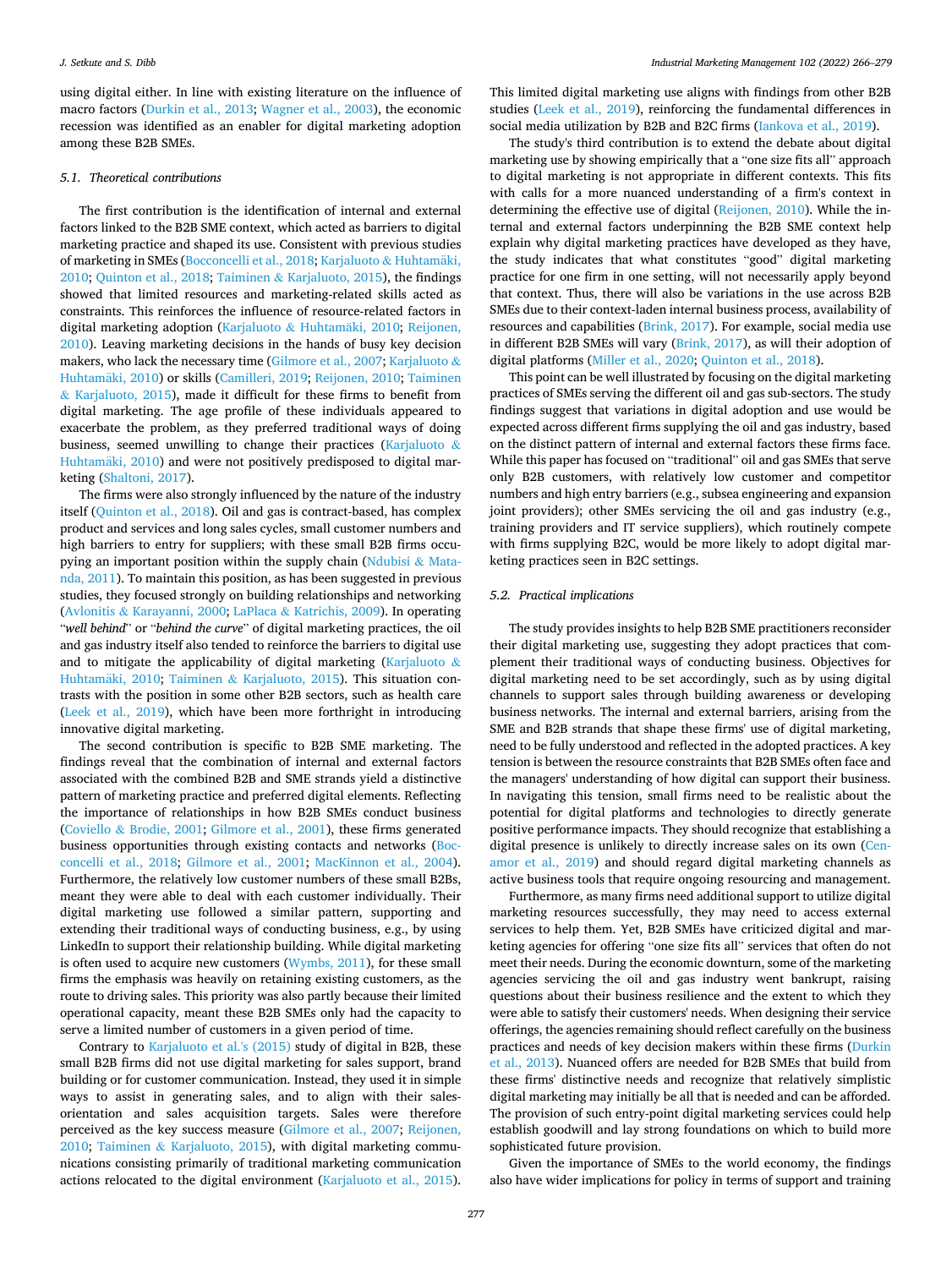using digital either. In line with existing literature on the influence of macro factors (Durkin et al., 2013; Wagner et al., 2003), the economic recession was identified as an enabler for digital marketing adoption among these B2B SMEs.

### 5.1. Theoretical contributions

The first contribution is the identification of internal and external factors linked to the B2B SME context, which acted as barriers to digital marketing practice and shaped its use. Consistent with previous studies of marketing in SMEs (Bocconcelli et al., 2018; Karjaluoto & Huhtamäki, 2010; Quinton et al., 2018; Taiminen & Karjaluoto, 2015), the findings showed that limited resources and marketing-related skills acted as constraints. This reinforces the influence of resource-related factors in digital marketing adoption (Karjaluoto & Huhtamäki, 2010; Reijonen, 2010). Leaving marketing decisions in the hands of busy key decision makers, who lack the necessary time (Gilmore et al., 2007; Karjaluoto & Huhtamäki, 2010) or skills (Camilleri, 2019; Reijonen, 2010; Taiminen & Karjaluoto, 2015), made it difficult for these firms to benefit from digital marketing. The age profile of these individuals appeared to exacerbate the problem, as they preferred traditional ways of doing business, seemed unwilling to change their practices (Karjaluoto & Huhtamäki, 2010) and were not positively predisposed to digital marketing (Shaltoni, 2017).

The firms were also strongly influenced by the nature of the industry itself (Quinton et al., 2018). Oil and gas is contract-based, has complex product and services and long sales cycles, small customer numbers and high barriers to entry for suppliers; with these small B2B firms occupying an important position within the supply chain (Ndubisi & Matanda, 2011). To maintain this position, as has been suggested in previous studies, they focused strongly on building relationships and networking (Avlonitis & Karayanni, 2000; LaPlaca & Katrichis, 2009). In operating "*well behind*" or "*behind the curve*" of digital marketing practices, the oil and gas industry itself also tended to reinforce the barriers to digital use and to mitigate the applicability of digital marketing (Karjaluoto & Huhtamäki, 2010; Taiminen & Karjaluoto, 2015). This situation contrasts with the position in some other B2B sectors, such as health care (Leek et al., 2019), which have been more forthright in introducing innovative digital marketing.

The second contribution is specific to B2B SME marketing. The findings reveal that the combination of internal and external factors associated with the combined B2B and SME strands yield a distinctive pattern of marketing practice and preferred digital elements. Reflecting the importance of relationships in how B2B SMEs conduct business (Coviello & Brodie, 2001; Gilmore et al., 2001), these firms generated business opportunities through existing contacts and networks (Bocconcelli et al., 2018; Gilmore et al., 2001; MacKinnon et al., 2004). Furthermore, the relatively low customer numbers of these small B2Bs, meant they were able to deal with each customer individually. Their digital marketing use followed a similar pattern, supporting and extending their traditional ways of conducting business, e.g., by using LinkedIn to support their relationship building. While digital marketing is often used to acquire new customers (Wymbs, 2011), for these small firms the emphasis was heavily on retaining existing customers, as the route to driving sales. This priority was also partly because their limited operational capacity, meant these B2B SMEs only had the capacity to serve a limited number of customers in a given period of time.

Contrary to Karjaluoto et al.'s (2015) study of digital in B2B, these small B2B firms did not use digital marketing for sales support, brand building or for customer communication. Instead, they used it in simple ways to assist in generating sales, and to align with their sales-orientation and sales acquisition targets. Sales were therefore perceived as the key success measure (Gilmore et al., 2007; Reijonen, 2010; Taiminen & Karjaluoto, 2015), with digital marketing communications consisting primarily of traditional marketing communication actions relocated to the digital environment (Karjaluoto et al., 2015). This limited digital marketing use aligns with findings from other B2B studies (Leek et al., 2019), reinforcing the fundamental differences in social media utilization by B2B and B2C firms (Iankova et al., 2019).

The study's third contribution is to extend the debate about digital marketing use by showing empirically that a "one size fits all" approach to digital marketing is not appropriate in different contexts. This fits with calls for a more nuanced understanding of a firm's context in determining the effective use of digital (Reijonen, 2010). While the internal and external factors underpinning the B2B SME context help explain why digital marketing practices have developed as they have, the study indicates that what constitutes "good" digital marketing practice for one firm in one setting, will not necessarily apply beyond that context. Thus, there will also be variations in the use across B2B SMEs due to their context-laden internal business process, availability of resources and capabilities (Brink, 2017). For example, social media use in different B2B SMEs will vary (Brink, 2017), as will their adoption of digital platforms (Miller et al., 2020; Quinton et al., 2018).

This point can be well illustrated by focusing on the digital marketing practices of SMEs serving the different oil and gas sub-sectors. The study findings suggest that variations in digital adoption and use would be expected across different firms supplying the oil and gas industry, based on the distinct pattern of internal and external factors these firms face. While this paper has focused on "traditional" oil and gas SMEs that serve only B2B customers, with relatively low customer and competitor numbers and high entry barriers (e.g., subsea engineering and expansion joint providers); other SMEs servicing the oil and gas industry (e.g., training providers and IT service suppliers), which routinely compete with firms supplying B2C, would be more likely to adopt digital marketing practices seen in B2C settings.

### 5.2. Practical implications

The study provides insights to help B2B SME practitioners reconsider their digital marketing use, suggesting they adopt practices that complement their traditional ways of conducting business. Objectives for digital marketing need to be set accordingly, such as by using digital channels to support sales through building awareness or developing business networks. The internal and external barriers, arising from the SME and B2B strands that shape these firms' use of digital marketing, need to be fully understood and reflected in the adopted practices. A key tension is between the resource constraints that B2B SMEs often face and the managers' understanding of how digital can support their business. In navigating this tension, small firms need to be realistic about the potential for digital platforms and technologies to directly generate positive performance impacts. They should recognize that establishing a digital presence is unlikely to directly increase sales on its own (Cenamor et al., 2019) and should regard digital marketing channels as active business tools that require ongoing resourcing and management.

Furthermore, as many firms need additional support to utilize digital marketing resources successfully, they may need to access external services to help them. Yet, B2B SMEs have criticized digital and marketing agencies for offering "one size fits all" services that often do not meet their needs. During the economic downturn, some of the marketing agencies servicing the oil and gas industry went bankrupt, raising questions about their business resilience and the extent to which they were able to satisfy their customers' needs. When designing their service offerings, the agencies remaining should reflect carefully on the business practices and needs of key decision makers within these firms (Durkin et al., 2013). Nuanced offers are needed for B2B SMEs that build from these firms' distinctive needs and recognize that relatively simplistic digital marketing may initially be all that is needed and can be afforded. The provision of such entry-point digital marketing services could help establish goodwill and lay strong foundations on which to build more sophisticated future provision.

Given the importance of SMEs to the world economy, the findings also have wider implications for policy in terms of support and training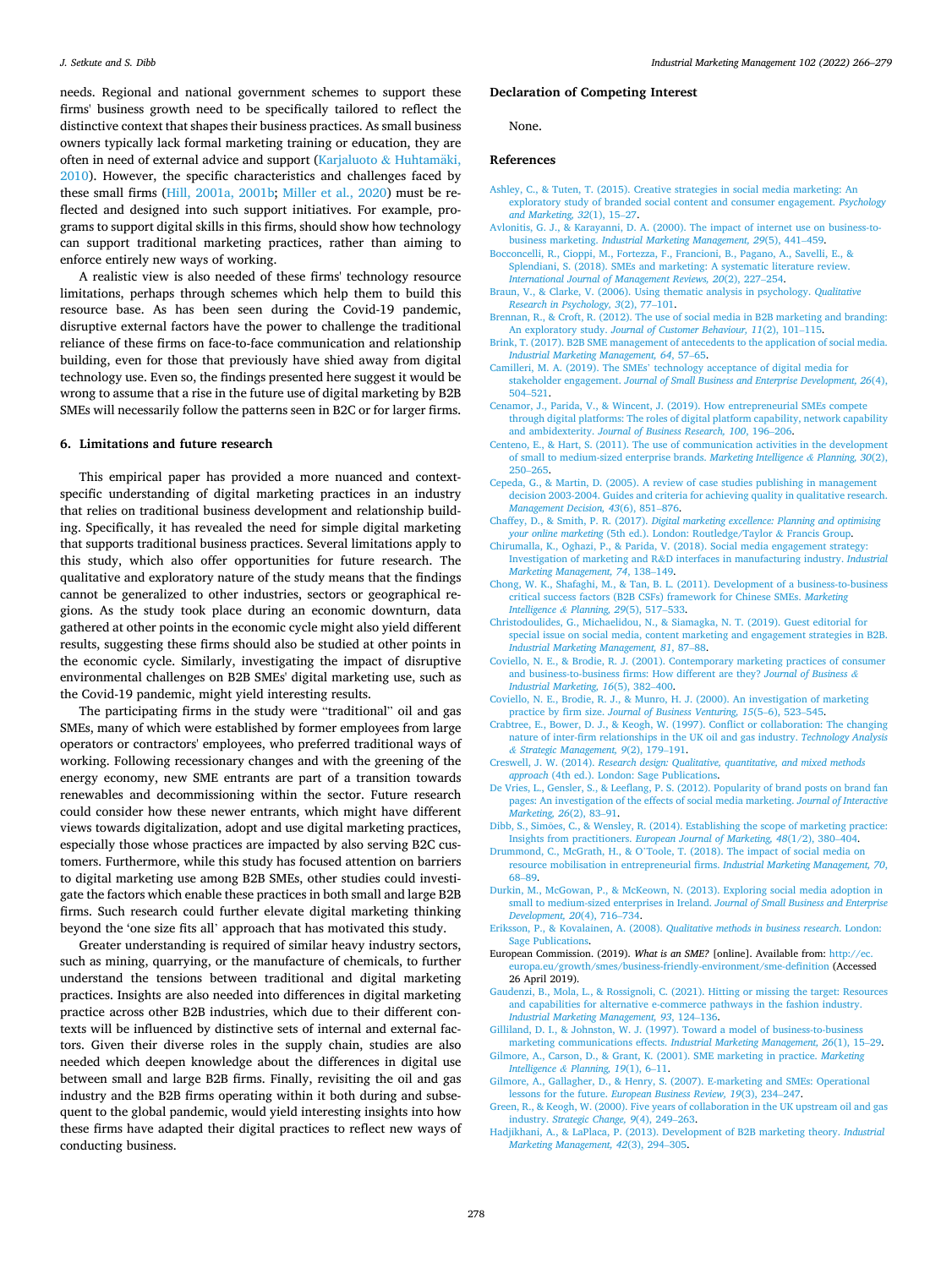needs. Regional and national government schemes to support these firms' business growth need to be specifically tailored to reflect the distinctive context that shapes their business practices. As small business owners typically lack formal marketing training or education, they are often in need of external advice and support (Karjaluoto & Huhtamäki, 2010). However, the specific characteristics and challenges faced by these small firms (Hill, 2001a, 2001b; Miller et al., 2020) must be reflected and designed into such support initiatives. For example, programs to support digital skills in this firms, should show how technology can support traditional marketing practices, rather than aiming to enforce entirely new ways of working.

A realistic view is also needed of these firms' technology resource limitations, perhaps through schemes which help them to build this resource base. As has been seen during the Covid-19 pandemic, disruptive external factors have the power to challenge the traditional reliance of these firms on face-to-face communication and relationship building, even for those that previously have shied away from digital technology use. Even so, the findings presented here suggest it would be wrong to assume that a rise in the future use of digital marketing by B2B SMEs will necessarily follow the patterns seen in B2C or for larger firms.

## 6. Limitations and future research

This empirical paper has provided a more nuanced and context-specific understanding of digital marketing practices in an industry that relies on traditional business development and relationship building. Specifically, it has revealed the need for simple digital marketing that supports traditional business practices. Several limitations apply to this study, which also offer opportunities for future research. The qualitative and exploratory nature of the study means that the findings cannot be generalized to other industries, sectors or geographical regions. As the study took place during an economic downturn, data gathered at other points in the economic cycle might also yield different results, suggesting these firms should also be studied at other points in the economic cycle. Similarly, investigating the impact of disruptive environmental challenges on B2B SMEs' digital marketing use, such as the Covid-19 pandemic, might yield interesting results.

The participating firms in the study were "traditional" oil and gas SMEs, many of which were established by former employees from large operators or contractors' employees, who preferred traditional ways of working. Following recessionary changes and with the greening of the energy economy, new SME entrants are part of a transition towards renewables and decommissioning within the sector. Future research could consider how these newer entrants, which might have different views towards digitalization, adopt and use digital marketing practices, especially those whose practices are impacted by also serving B2C customers. Furthermore, while this study has focused attention on barriers to digital marketing use among B2B SMEs, other studies could investigate the factors which enable these practices in both small and large B2B firms. Such research could further elevate digital marketing thinking beyond the 'one size fits all' approach that has motivated this study.

Greater understanding is required of similar heavy industry sectors, such as mining, quarrying, or the manufacture of chemicals, to further understand the tensions between traditional and digital marketing practices. Insights are also needed into differences in digital marketing practice across other B2B industries, which due to their different contexts will be influenced by distinctive sets of internal and external factors. Given their diverse roles in the supply chain, studies are also needed which deepen knowledge about the differences in digital use between small and large B2B firms. Finally, revisiting the oil and gas industry and the B2B firms operating within it both during and subsequent to the global pandemic, would yield interesting insights into how these firms have adapted their digital practices to reflect new ways of conducting business.

## Declaration of Competing Interest

None.

## References

Ashley, C., & Tuten, T. (2015). Creative strategies in social media marketing: An exploratory study of branded social content and consumer engagement. *Psychology and Marketing, 32*(1), 15–27.

Avlonitis, G. J., & Karayanni, D. A. (2000). The impact of internet use on business-to-business marketing. *Industrial Marketing Management, 29*(5), 441–459.

Bocconcelli, R., Cioppi, M., Fortezza, F., Francioni, B., Pagano, A., Savelli, E., & Splendiani, S. (2018). SMEs and marketing: A systematic literature review. *International Journal of Management Reviews, 20*(2), 227–254.

Braun, V., & Clarke, V. (2006). Using thematic analysis in psychology. *Qualitative Research in Psychology, 3*(2), 77–101.

Brennan, R., & Croft, R. (2012). The use of social media in B2B marketing and branding: An exploratory study. *Journal of Customer Behaviour, 11*(2), 101–115.

Brink, T. (2017). B2B SME management of antecedents to the application of social media. *Industrial Marketing Management, 64*, 57–65.

Camilleri, M. A. (2019). The SMEs' technology acceptance of digital media for stakeholder engagement. *Journal of Small Business and Enterprise Development, 26*(4), 504–521.

Cenamor, J., Parida, V., & Wincent, J. (2019). How entrepreneurial SMEs compete through digital platforms: The roles of digital platform capability, network capability and ambidexterity. *Journal of Business Research, 100*, 196–206.

Centeno, E., & Hart, S. (2011). The use of communication activities in the development of small to medium-sized enterprise brands. *Marketing Intelligence & Planning, 30*(2), 250–265.

Cepeda, G., & Martin, D. (2005). A review of case studies publishing in management decision 2003-2004. Guides and criteria for achieving quality in qualitative research. *Management Decision, 43*(6), 851–876.

Chaffey, D., & Smith, P. R. (2017). *Digital marketing excellence: Planning and optimising your online marketing* (5th ed.). London: Routledge/Taylor & Francis Group.

Chirumalla, K., Oghazi, P., & Parida, V. (2018). Social media engagement strategy: Investigation of marketing and R&D interfaces in manufacturing industry. *Industrial Marketing Management, 74*, 138–149.

Chong, W. K., Shafaghi, M., & Tan, B. L. (2011). Development of a business-to-business critical success factors (B2B CSFs) framework for Chinese SMEs. *Marketing Intelligence & Planning, 29*(5), 517–533.

Christodoulides, G., Michaelidou, N., & Siamagka, N. T. (2019). Guest editorial for special issue on social media, content marketing and engagement strategies in B2B. *Industrial Marketing Management, 81*, 87–88.

Coviello, N. E., & Brodie, R. J. (2001). Contemporary marketing practices of consumer and business-to-business firms: How different are they? *Journal of Business & Industrial Marketing, 16*(5), 382–400.

Coviello, N. E., Brodie, R. J., & Munro, H. J. (2000). An investigation of marketing practice by firm size. *Journal of Business Venturing, 15*(5–6), 523–545.

Crabtree, E., Bower, D. J., & Keogh, W. (1997). Conflict or collaboration: The changing nature of inter-firm relationships in the UK oil and gas industry. *Technology Analysis & Strategic Management, 9*(2), 179–191.

Creswell, J. W. (2014). *Research design: Qualitative, quantitative, and mixed methods approach* (4th ed.). London: Sage Publications.

De Vries, L., Gensler, S., & Leeflang, P. S. (2012). Popularity of brand posts on brand fan pages: An investigation of the effects of social media marketing. *Journal of Interactive Marketing, 26*(2), 83–91.

Dibb, S., Simões, C., & Wensley, R. (2014). Establishing the scope of marketing practice: Insights from practitioners. *European Journal of Marketing, 48*(1/2), 380–404.

Drummond, C., McGrath, H., & O'Toole, T. (2018). The impact of social media on resource mobilisation in entrepreneurial firms. *Industrial Marketing Management, 70*, 68–89.

Durkin, M., McGowan, P., & McKeown, N. (2013). Exploring social media adoption in small to medium-sized enterprises in Ireland. *Journal of Small Business and Enterprise Development, 20*(4), 716–734.

Eriksson, P., & Kovalainen, A. (2008). *Qualitative methods in business research*. London: Sage Publications.

European Commission. (2019). *What is an SME?* [online]. Available from: http://ec.europa.eu/growth/smes/business-friendly-environment/sme-definition (Accessed 26 April 2019).

Gaudenzi, B., Mola, L., & Rossignoli, C. (2021). Hitting or missing the target: Resources and capabilities for alternative e-commerce pathways in the fashion industry. *Industrial Marketing Management, 93*, 124–136.

Gilliland, D. I., & Johnston, W. J. (1997). Toward a model of business-to-business marketing communications effects. *Industrial Marketing Management, 26*(1), 15–29.

Gilmore, A., Carson, D., & Grant, K. (2001). SME marketing in practice. *Marketing Intelligence & Planning, 19*(1), 6–11.

Gilmore, A., Gallagher, D., & Henry, S. (2007). E-marketing and SMEs: Operational lessons for the future. *European Business Review, 19*(3), 234–247.

Green, R., & Keogh, W. (2000). Five years of collaboration in the UK upstream oil and gas industry. *Strategic Change, 9*(4), 249–263.

Hadjikhani, A., & LaPlaca, P. (2013). Development of B2B marketing theory. *Industrial Marketing Management, 42*(3), 294–305.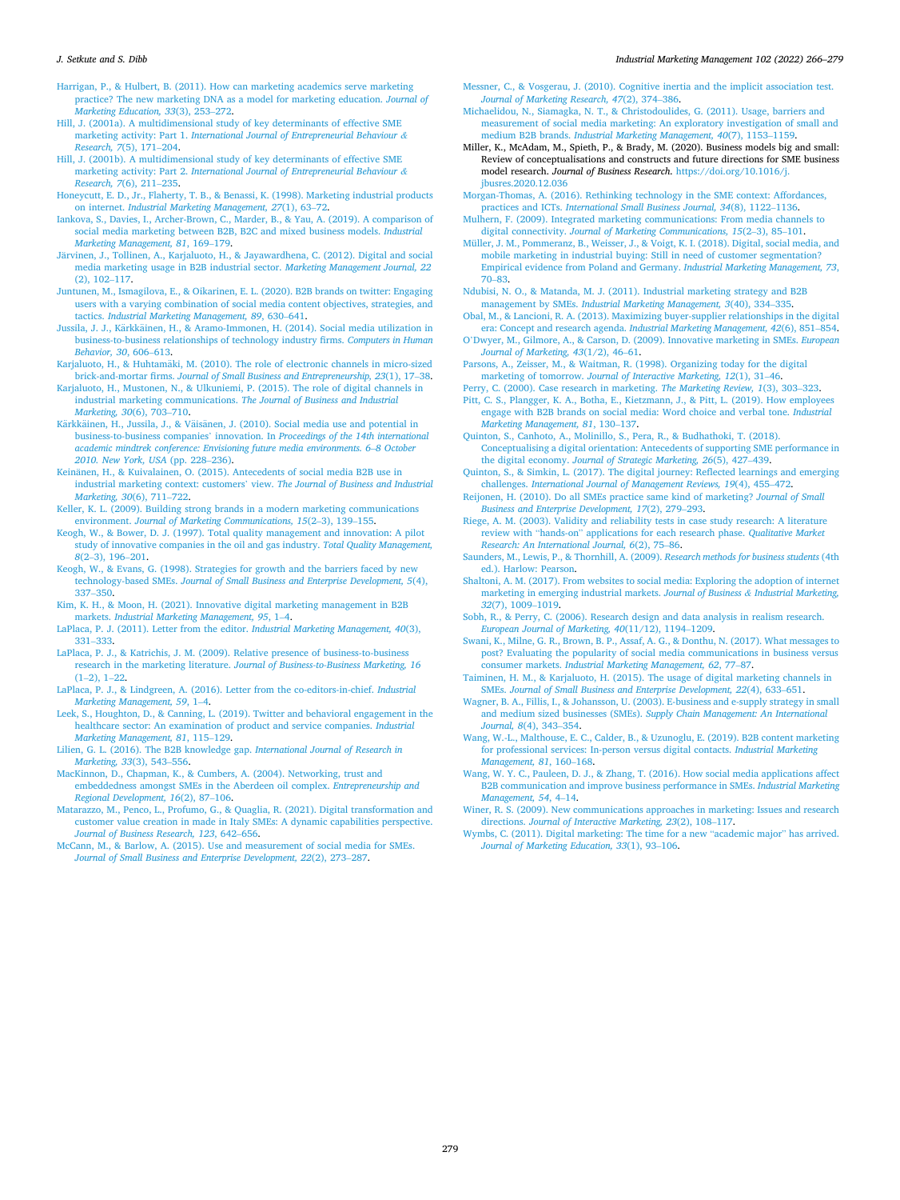Harrigan, P., & Hulbert, B. (2011). How can marketing academics serve marketing practice? The new marketing DNA as a model for marketing education. *Journal of Marketing Education, 33*(3), 253–272.

Hill, J. (2001a). A multidimensional study of key determinants of effective SME marketing activity: Part 1. *International Journal of Entrepreneurial Behaviour & Research, 7*(5), 171–204.

Hill, J. (2001b). A multidimensional study of key determinants of effective SME marketing activity: Part 2. *International Journal of Entrepreneurial Behaviour & Research, 7*(6), 211–235.

Honeycutt, E. D., Jr., Flaherty, T. B., & Benassi, K. (1998). Marketing industrial products on internet. *Industrial Marketing Management, 27*(1), 63–72.

Iankova, S., Davies, I., Archer-Brown, C., Marder, B., & Yau, A. (2019). A comparison of social media marketing between B2B, B2C and mixed business models. *Industrial Marketing Management, 81*, 169–179.

Järvinen, J., Tollinen, A., Karjaluoto, H., & Jayawardhena, C. (2012). Digital and social media marketing usage in B2B industrial sector. *Marketing Management Journal, 22*(2), 102–117.

Juntunen, M., Ismagilova, E., & Oikarinen, E. L. (2020). B2B brands on twitter: Engaging users with a varying combination of social media content objectives, strategies, and tactics. *Industrial Marketing Management, 89*, 630–641.

Jussila, J. J., Kärkkäinen, H., & Aramo-Immonen, H. (2014). Social media utilization in business-to-business relationships of technology industry firms. *Computers in Human Behavior, 30*, 606–613.

Karjaluoto, H., & Huhtamäki, M. (2010). The role of electronic channels in micro-sized brick-and-mortar firms. *Journal of Small Business and Entrepreneurship, 23*(1), 17–38.

Karjaluoto, H., Mustonen, N., & Ulkuniemi, P. (2015). The role of digital channels in industrial marketing communications. *The Journal of Business and Industrial Marketing, 30*(6), 703–710.

Kärkkäinen, H., Jussila, J., & Väisänen, J. (2010). Social media use and potential in business-to-business companies' innovation. In *Proceedings of the 14th international academic mindtrek conference: Envisioning future media environments. 6–8 October 2010. New York, USA* (pp. 228–236).

Keinänen, H., & Kuivalainen, O. (2015). Antecedents of social media B2B use in industrial marketing context: customers' view. *The Journal of Business and Industrial Marketing, 30*(6), 711–722.

Keller, K. L. (2009). Building strong brands in a modern marketing communications environment. *Journal of Marketing Communications, 15*(2–3), 139–155.

Keogh, W., & Bower, D. J. (1997). Total quality management and innovation: A pilot study of innovative companies in the oil and gas industry. *Total Quality Management, 8*(2–3), 196–201.

Keogh, W., & Evans, G. (1998). Strategies for growth and the barriers faced by new technology-based SMEs. *Journal of Small Business and Enterprise Development, 5*(4), 337–350.

Kim, K. H., & Moon, H. (2021). Innovative digital marketing management in B2B markets. *Industrial Marketing Management, 95*, 1–4.

LaPlaca, P. J. (2011). Letter from the editor. *Industrial Marketing Management, 40*(3), 331–333.

LaPlaca, P. J., & Katrichis, J. M. (2009). Relative presence of business-to-business research in the marketing literature. *Journal of Business-to-Business Marketing, 16*(1–2), 1–22.

LaPlaca, P. J., & Lindgreen, A. (2016). Letter from the co-editors-in-chief. *Industrial Marketing Management, 59*, 1–4.

Leek, S., Houghton, D., & Canning, L. (2019). Twitter and behavioral engagement in the healthcare sector: An examination of product and service companies. *Industrial Marketing Management, 81*, 115–129.

Lilien, G. L. (2016). The B2B knowledge gap. *International Journal of Research in Marketing, 33*(3), 543–556.

MacKinnon, D., Chapman, K., & Cumbers, A. (2004). Networking, trust and embeddedness amongst SMEs in the Aberdeen oil complex. *Entrepreneurship and Regional Development, 16*(2), 87–106.

Matarazzo, M., Penco, L., Profumo, G., & Quaglia, R. (2021). Digital transformation and customer value creation in made in Italy SMEs: A dynamic capabilities perspective. *Journal of Business Research, 123*, 642–656.

McCann, M., & Barlow, A. (2015). Use and measurement of social media for SMEs. *Journal of Small Business and Enterprise Development, 22*(2), 273–287.

Messner, C., & Vosgerau, J. (2010). Cognitive inertia and the implicit association test. *Journal of Marketing Research, 47*(2), 374–386.

Michaelidou, N., Siamagka, N. T., & Christodoulides, G. (2011). Usage, barriers and measurement of social media marketing: An exploratory investigation of small and medium B2B brands. *Industrial Marketing Management, 40*(7), 1153–1159.

Miller, K., McAdam, M., Spieth, P., & Brady, M. (2020). Business models big and small: Review of conceptualisations and constructs and future directions for SME business model research. *Journal of Business Research*. https://doi.org/10.1016/j.jbusres.2020.12.036

Morgan-Thomas, A. (2016). Rethinking technology in the SME context: Affordances, practices and ICTs. *International Small Business Journal, 34*(8), 1122–1136.

Mulhern, F. (2009). Integrated marketing communications: From media channels to digital connectivity. *Journal of Marketing Communications, 15*(2–3), 85–101.

Müller, J. M., Pommeranz, B., Weisser, J., & Voigt, K. I. (2018). Digital, social media, and mobile marketing in industrial buying: Still in need of customer segmentation? Empirical evidence from Poland and Germany. *Industrial Marketing Management, 73*, 70–83.

Ndubisi, N. O., & Matanda, M. J. (2011). Industrial marketing strategy and B2B management by SMEs. *Industrial Marketing Management, 3*(40), 334–335.

Obal, M., & Lancioni, R. A. (2013). Maximizing buyer-supplier relationships in the digital era: Concept and research agenda. *Industrial Marketing Management, 42*(6), 851–854.

O'Dwyer, M., Gilmore, A., & Carson, D. (2009). Innovative marketing in SMEs. *European Journal of Marketing, 43*(1/2), 46–61.

Parsons, A., Zeisser, M., & Waitman, R. (1998). Organizing today for the digital marketing of tomorrow. *Journal of Interactive Marketing, 12*(1), 31–46.

Perry, C. (2000). Case research in marketing. *The Marketing Review, 1*(3), 303–323.

Pitt, C. S., Plangger, K. A., Botha, E., Kietzmann, J., & Pitt, L. (2019). How employees engage with B2B brands on social media: Word choice and verbal tone. *Industrial Marketing Management, 81*, 130–137.

Quinton, S., Canhoto, A., Molinillo, S., Pera, R., & Budhathoki, T. (2018). Conceptualising a digital orientation: Antecedents of supporting SME performance in the digital economy. *Journal of Strategic Marketing, 26*(5), 427–439.

Quinton, S., & Simkin, L. (2017). The digital journey: Reflected learnings and emerging challenges. *International Journal of Management Reviews, 19*(4), 455–472.

Reijonen, H. (2010). Do all SMEs practice same kind of marketing? *Journal of Small Business and Enterprise Development, 17*(2), 279–293.

Riege, A. M. (2003). Validity and reliability tests in case study research: A literature review with "hands-on" applications for each research phase. *Qualitative Market Research: An International Journal, 6*(2), 75–86.

Saunders, M., Lewis, P., & Thornhill, A. (2009). *Research methods for business students* (4th ed.). Harlow: Pearson.

Shaltoni, A. M. (2017). From websites to social media: Exploring the adoption of internet marketing in emerging industrial markets. *Journal of Business & Industrial Marketing, 32*(7), 1009–1019.

Sobh, R., & Perry, C. (2006). Research design and data analysis in realism research. *European Journal of Marketing, 40*(11/12), 1194–1209.

Swani, K., Milne, G. R., Brown, B. P., Assaf, A. G., & Donthu, N. (2017). What messages to post? Evaluating the popularity of social media communications in business versus consumer markets. *Industrial Marketing Management, 62*, 77–87.

Taiminen, H. M., & Karjaluoto, H. (2015). The usage of digital marketing channels in SMEs. *Journal of Small Business and Enterprise Development, 22*(4), 633–651.

Wagner, B. A., Fillis, I., & Johansson, U. (2003). E-business and e-supply strategy in small and medium sized businesses (SMEs). *Supply Chain Management: An International Journal, 8*(4), 343–354.

Wang, W.-L., Malthouse, E. C., Calder, B., & Uzunoglu, E. (2019). B2B content marketing for professional services: In-person versus digital contacts. *Industrial Marketing Management, 81*, 160–168.

Wang, W. Y. C., Pauleen, D. J., & Zhang, T. (2016). How social media applications affect B2B communication and improve business performance in SMEs. *Industrial Marketing Management, 54*, 4–14.

Winer, R. S. (2009). New communications approaches in marketing: Issues and research directions. *Journal of Interactive Marketing, 23*(2), 108–117.

Wymbs, C. (2011). Digital marketing: The time for a new "academic major" has arrived. *Journal of Marketing Education, 33*(1), 93–106.